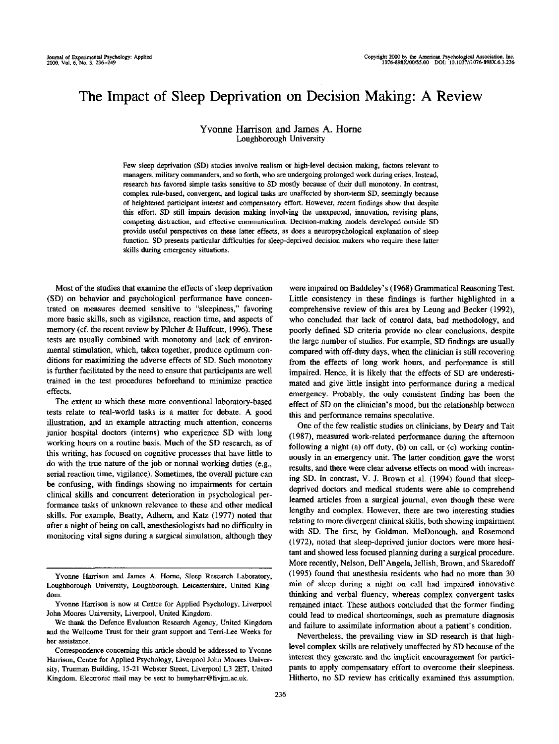# The Impact of Sleep Deprivation on Decision Making: A Review

Yvonne Harrison and James A. Horne
Loughborough University

Few sleep deprivation (SD) studies involve realism or high-level decision making, factors relevant to managers, military commanders, and so forth, who are undergoing prolonged work during crises. Instead, research has favored simple tasks sensitive to SD mostly because of their dull monotony. In contrast, complex rule-based, convergent, and logical tasks are unaffected by short-term SD, seemingly because of heightened participant interest and compensatory effort. However, recent findings show that despite this effort, SD still impairs decision making involving the unexpected, innovation, revising plans, competing distraction, and effective communication. Decision-making models developed outside SD provide useful perspectives on these latter effects, as does a neuropsychological explanation of sleep function. SD presents particular difficulties for sleep-deprived decision makers who require these latter skills during emergency situations.

Most of the studies that examine the effects of sleep deprivation (SD) on behavior and psychological performance have concentrated on measures deemed sensitive to "sleepiness," favoring more basic skills, such as vigilance, reaction time, and aspects of memory (cf. the recent review by Pilcher & Huffcutt, 1996). These tests are usually combined with monotony and lack of environmental stimulation, which, taken together, produce optimum conditions for maximizing the adverse effects of SD. Such monotony is further facilitated by the need to ensure that participants are well trained in the test procedures beforehand to minimize practice effects.

The extent to which these more conventional laboratory-based tests relate to real-world tasks is a matter for debate. A good illustration, and an example attracting much attention, concerns junior hospital doctors (interns) who experience SD with long working hours on a routine basis. Much of the SD research, as of this writing, has focused on cognitive processes that have little to do with the true nature of the job or normal working duties (e.g., serial reaction time, vigilance). Sometimes, the overall picture can be confusing, with findings showing no impairments for certain clinical skills and concurrent deterioration in psychological performance tasks of unknown relevance to these and other medical skills. For example, Beatty, Adhern, and Katz (1977) noted that after a night of being on call, anesthesiologists had no difficulty in monitoring vital signs during a surgical simulation, although they were impaired on Baddeley's (1968) Grammatical Reasoning Test. Little consistency in these findings is further highlighted in a comprehensive review of this area by Leung and Becker (1992), who concluded that lack of control data, bad methodology, and poorly defined SD criteria provide no clear conclusions, despite the large number of studies. For example, SD findings are usually compared with off-duty days, when the clinician is still recovering from the effects of long work hours, and performance is still impaired. Hence, it is likely that the effects of SD are underestimated and give little insight into performance during a medical emergency. Probably, the only consistent finding has been the effect of SD on the clinician's mood, but the relationship between this and performance remains speculative.

One of the few realistic studies on clinicians, by Deary and Tait (1987), measured work-related performance during the afternoon following a night (a) off duty, (b) on call, or (c) working continuously in an emergency unit. The latter condition gave the worst results, and there were clear adverse effects on mood with increasing SD. In contrast, V. J. Brown et al. (1994) found that sleep-deprived doctors and medical students were able to comprehend learned articles from a surgical journal, even though these were lengthy and complex. However, there are two interesting studies relating to more divergent clinical skills, both showing impairment with SD. The first, by Goldman, McDonough, and Rosemond (1972), noted that sleep-deprived junior doctors were more hesitant and showed less focused planning during a surgical procedure. More recently, Nelson, Dell'Angela, Jellish, Brown, and Skaredoff (1995) found that anesthesia residents who had no more than 30 min of sleep during a night on call had impaired innovative thinking and verbal fluency, whereas complex convergent tasks remained intact. These authors concluded that the former finding could lead to medical shortcomings, such as premature diagnosis and failure to assimilate information about a patient's condition.

Nevertheless, the prevailing view in SD research is that high-level complex skills are relatively unaffected by SD because of the interest they generate and the implicit encouragement for participants to apply compensatory effort to overcome their sleepiness. Hitherto, no SD review has critically examined this assumption.

---

Yvonne Harrison and James A. Horne, Sleep Research Laboratory, Loughborough University, Loughborough, Leicestershire, United Kingdom.

Yvonne Harrison is now at Centre for Applied Psychology, Liverpool John Moores University, Liverpool, United Kingdom.

We thank the Defence Evaluation Research Agency, United Kingdom and the Wellcome Trust for their grant support and Terri-Lee Weeks for her assistance.

Correspondence concerning this article should be addressed to Yvonne Harrison, Centre for Applied Psychology, Liverpool John Moores University, Trueman Building, 15-21 Webster Street, Liverpool L3 2ET, United Kingdom. Electronic mail may be sent to humyharr@livjm.ac.uk.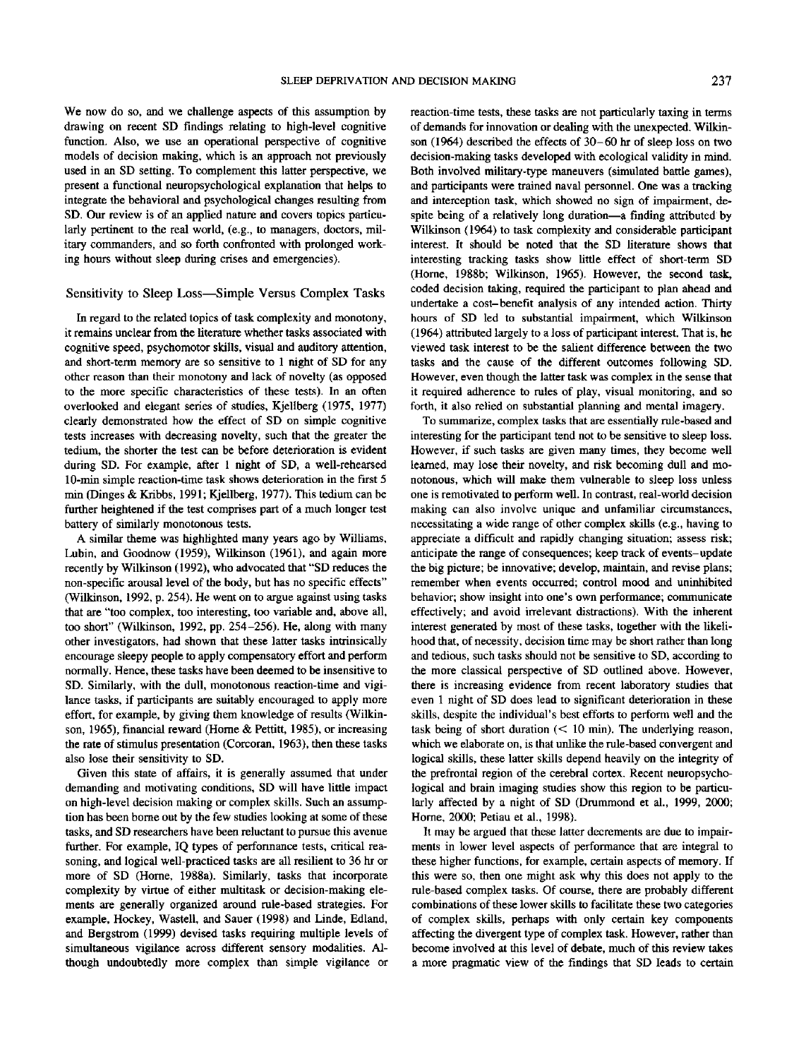We now do so, and we challenge aspects of this assumption by drawing on recent SD findings relating to high-level cognitive function. Also, we use an operational perspective of cognitive models of decision making, which is an approach not previously used in an SD setting. To complement this latter perspective, we present a functional neuropsychological explanation that helps to integrate the behavioral and psychological changes resulting from SD. Our review is of an applied nature and covers topics particularly pertinent to the real world, (e.g., to managers, doctors, military commanders, and so forth confronted with prolonged working hours without sleep during crises and emergencies).

## Sensitivity to Sleep Loss—Simple Versus Complex Tasks

In regard to the related topics of task complexity and monotony, it remains unclear from the literature whether tasks associated with cognitive speed, psychomotor skills, visual and auditory attention, and short-term memory are so sensitive to 1 night of SD for any other reason than their monotony and lack of novelty (as opposed to the more specific characteristics of these tests). In an often overlooked and elegant series of studies, Kjellberg (1975, 1977) clearly demonstrated how the effect of SD on simple cognitive tests increases with decreasing novelty, such that the greater the tedium, the shorter the test can be before deterioration is evident during SD. For example, after 1 night of SD, a well-rehearsed 10-min simple reaction-time task shows deterioration in the first 5 min (Dinges & Kribbs, 1991; Kjellberg, 1977). This tedium can be further heightened if the test comprises part of a much longer test battery of similarly monotonous tests.

A similar theme was highlighted many years ago by Williams, Lubin, and Goodnow (1959), Wilkinson (1961), and again more recently by Wilkinson (1992), who advocated that "SD reduces the non-specific arousal level of the body, but has no specific effects" (Wilkinson, 1992, p. 254). He went on to argue against using tasks that are "too complex, too interesting, too variable and, above all, too short" (Wilkinson, 1992, pp. 254–256). He, along with many other investigators, had shown that these latter tasks intrinsically encourage sleepy people to apply compensatory effort and perform normally. Hence, these tasks have been deemed to be insensitive to SD. Similarly, with the dull, monotonous reaction-time and vigilance tasks, if participants are suitably encouraged to apply more effort, for example, by giving them knowledge of results (Wilkinson, 1965), financial reward (Horne & Pettitt, 1985), or increasing the rate of stimulus presentation (Corcoran, 1963), then these tasks also lose their sensitivity to SD.

Given this state of affairs, it is generally assumed that under demanding and motivating conditions, SD will have little impact on high-level decision making or complex skills. Such an assumption has been borne out by the few studies looking at some of these tasks, and SD researchers have been reluctant to pursue this avenue further. For example, IQ types of performance tests, critical reasoning, and logical well-practiced tasks are all resilient to 36 hr or more of SD (Horne, 1988a). Similarly, tasks that incorporate complexity by virtue of either multitask or decision-making elements are generally organized around rule-based strategies. For example, Hockey, Wastell, and Sauer (1998) and Linde, Edland, and Bergstrom (1999) devised tasks requiring multiple levels of simultaneous vigilance across different sensory modalities. Although undoubtedly more complex than simple vigilance or reaction-time tests, these tasks are not particularly taxing in terms of demands for innovation or dealing with the unexpected. Wilkinson (1964) described the effects of 30–60 hr of sleep loss on two decision-making tasks developed with ecological validity in mind. Both involved military-type maneuvers (simulated battle games), and participants were trained naval personnel. One was a tracking and interception task, which showed no sign of impairment, despite being of a relatively long duration—a finding attributed by Wilkinson (1964) to task complexity and considerable participant interest. It should be noted that the SD literature shows that interesting tracking tasks show little effect of short-term SD (Horne, 1988b; Wilkinson, 1965). However, the second task, coded decision taking, required the participant to plan ahead and undertake a cost–benefit analysis of any intended action. Thirty hours of SD led to substantial impairment, which Wilkinson (1964) attributed largely to a loss of participant interest. That is, he viewed task interest to be the salient difference between the two tasks and the cause of the different outcomes following SD. However, even though the latter task was complex in the sense that it required adherence to rules of play, visual monitoring, and so forth, it also relied on substantial planning and mental imagery.

To summarize, complex tasks that are essentially rule-based and interesting for the participant tend not to be sensitive to sleep loss. However, if such tasks are given many times, they become well learned, may lose their novelty, and risk becoming dull and monotonous, which will make them vulnerable to sleep loss unless one is remotivated to perform well. In contrast, real-world decision making can also involve unique and unfamiliar circumstances, necessitating a wide range of other complex skills (e.g., having to appreciate a difficult and rapidly changing situation; assess risk; anticipate the range of consequences; keep track of events–update the big picture; be innovative; develop, maintain, and revise plans; remember when events occurred; control mood and uninhibited behavior; show insight into one's own performance; communicate effectively; and avoid irrelevant distractions). With the inherent interest generated by most of these tasks, together with the likelihood that, of necessity, decision time may be short rather than long and tedious, such tasks should not be sensitive to SD, according to the more classical perspective of SD outlined above. However, there is increasing evidence from recent laboratory studies that even 1 night of SD does lead to significant deterioration in these skills, despite the individual's best efforts to perform well and the task being of short duration (< 10 min). The underlying reason, which we elaborate on, is that unlike the rule-based convergent and logical skills, these latter skills depend heavily on the integrity of the prefrontal region of the cerebral cortex. Recent neuropsychological and brain imaging studies show this region to be particularly affected by a night of SD (Drummond et al., 1999, 2000; Horne, 2000; Petiau et al., 1998).

It may be argued that these latter decrements are due to impairments in lower level aspects of performance that are integral to these higher functions, for example, certain aspects of memory. If this were so, then one might ask why this does not apply to the rule-based complex tasks. Of course, there are probably different combinations of these lower skills to facilitate these two categories of complex skills, perhaps with only certain key components affecting the divergent type of complex task. However, rather than become involved at this level of debate, much of this review takes a more pragmatic view of the findings that SD leads to certain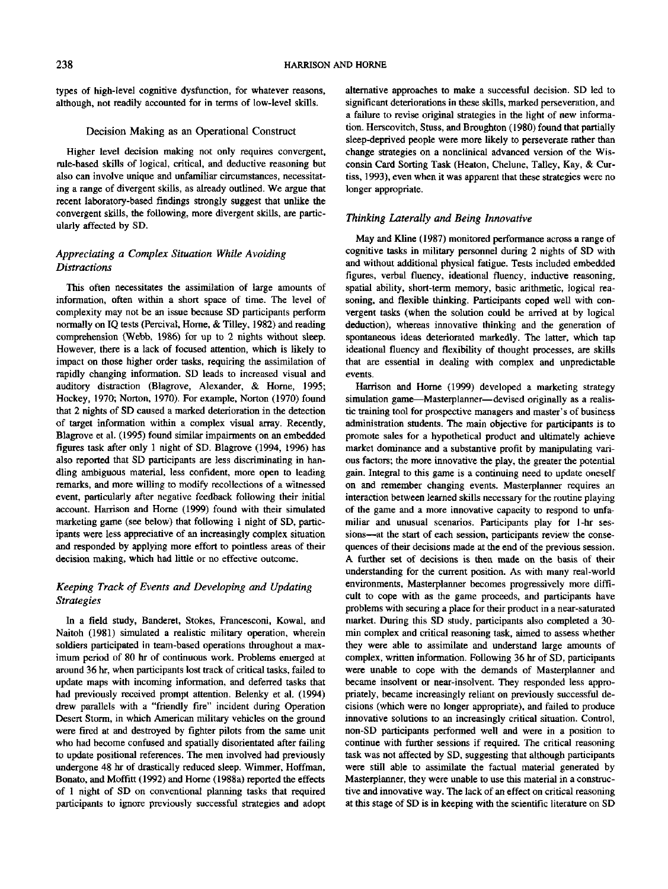types of high-level cognitive dysfunction, for whatever reasons, although, not readily accounted for in terms of low-level skills.

## Decision Making as an Operational Construct

Higher level decision making not only requires convergent, rule-based skills of logical, critical, and deductive reasoning but also can involve unique and unfamiliar circumstances, necessitating a range of divergent skills, as already outlined. We argue that recent laboratory-based findings strongly suggest that unlike the convergent skills, the following, more divergent skills, are particularly affected by SD.

### *Appreciating a Complex Situation While Avoiding Distractions*

This often necessitates the assimilation of large amounts of information, often within a short space of time. The level of complexity may not be an issue because SD participants perform normally on IQ tests (Percival, Horne, & Tilley, 1982) and reading comprehension (Webb, 1986) for up to 2 nights without sleep. However, there is a lack of focused attention, which is likely to impact on those higher order tasks, requiring the assimilation of rapidly changing information. SD leads to increased visual and auditory distraction (Blagrove, Alexander, & Horne, 1995; Hockey, 1970; Norton, 1970). For example, Norton (1970) found that 2 nights of SD caused a marked deterioration in the detection of target information within a complex visual array. Recently, Blagrove et al. (1995) found similar impairments on an embedded figures task after only 1 night of SD. Blagrove (1994, 1996) has also reported that SD participants are less discriminating in handling ambiguous material, less confident, more open to leading remarks, and more willing to modify recollections of a witnessed event, particularly after negative feedback following their initial account. Harrison and Horne (1999) found with their simulated marketing game (see below) that following 1 night of SD, participants were less appreciative of an increasingly complex situation and responded by applying more effort to pointless areas of their decision making, which had little or no effective outcome.

### *Keeping Track of Events and Developing and Updating Strategies*

In a field study, Banderet, Stokes, Francesconi, Kowal, and Naitoh (1981) simulated a realistic military operation, wherein soldiers participated in team-based operations throughout a maximum period of 80 hr of continuous work. Problems emerged at around 36 hr, when participants lost track of critical tasks, failed to update maps with incoming information, and deferred tasks that had previously received prompt attention. Belenky et al. (1994) drew parallels with a "friendly fire" incident during Operation Desert Storm, in which American military vehicles on the ground were fired at and destroyed by fighter pilots from the same unit who had become confused and spatially disorientated after failing to update positional references. The men involved had previously undergone 48 hr of drastically reduced sleep. Wimmer, Hoffman, Bonato, and Moffitt (1992) and Horne (1988a) reported the effects of 1 night of SD on conventional planning tasks that required participants to ignore previously successful strategies and adopt alternative approaches to make a successful decision. SD led to significant deteriorations in these skills, marked perseveration, and a failure to revise original strategies in the light of new information. Herscovitch, Stuss, and Broughton (1980) found that partially sleep-deprived people were more likely to perseverate rather than change strategies on a nonclinical advanced version of the Wisconsin Card Sorting Task (Heaton, Chelune, Talley, Kay, & Curtiss, 1993), even when it was apparent that these strategies were no longer appropriate.

### *Thinking Laterally and Being Innovative*

May and Kline (1987) monitored performance across a range of cognitive tasks in military personnel during 2 nights of SD with and without additional physical fatigue. Tests included embedded figures, verbal fluency, ideational fluency, inductive reasoning, spatial ability, short-term memory, basic arithmetic, logical reasoning, and flexible thinking. Participants coped well with convergent tasks (when the solution could be arrived at by logical deduction), whereas innovative thinking and the generation of spontaneous ideas deteriorated markedly. The latter, which tap ideational fluency and flexibility of thought processes, are skills that are essential in dealing with complex and unpredictable events.

Harrison and Horne (1999) developed a marketing strategy simulation game—Masterplanner—devised originally as a realistic training tool for prospective managers and master's of business administration students. The main objective for participants is to promote sales for a hypothetical product and ultimately achieve market dominance and a substantive profit by manipulating various factors; the more innovative the play, the greater the potential gain. Integral to this game is a continuing need to update oneself on and remember changing events. Masterplanner requires an interaction between learned skills necessary for the routine playing of the game and a more innovative capacity to respond to unfamiliar and unusual scenarios. Participants play for 1-hr sessions—at the start of each session, participants review the consequences of their decisions made at the end of the previous session. A further set of decisions is then made on the basis of their understanding for the current position. As with many real-world environments, Masterplanner becomes progressively more difficult to cope with as the game proceeds, and participants have problems with securing a place for their product in a near-saturated market. During this SD study, participants also completed a 30-min complex and critical reasoning task, aimed to assess whether they were able to assimilate and understand large amounts of complex, written information. Following 36 hr of SD, participants were unable to cope with the demands of Masterplanner and became insolvent or near-insolvent. They responded less appropriately, became increasingly reliant on previously successful decisions (which were no longer appropriate), and failed to produce innovative solutions to an increasingly critical situation. Control, non-SD participants performed well and were in a position to continue with further sessions if required. The critical reasoning task was not affected by SD, suggesting that although participants were still able to assimilate the factual material generated by Masterplanner, they were unable to use this material in a constructive and innovative way. The lack of an effect on critical reasoning at this stage of SD is in keeping with the scientific literature on SD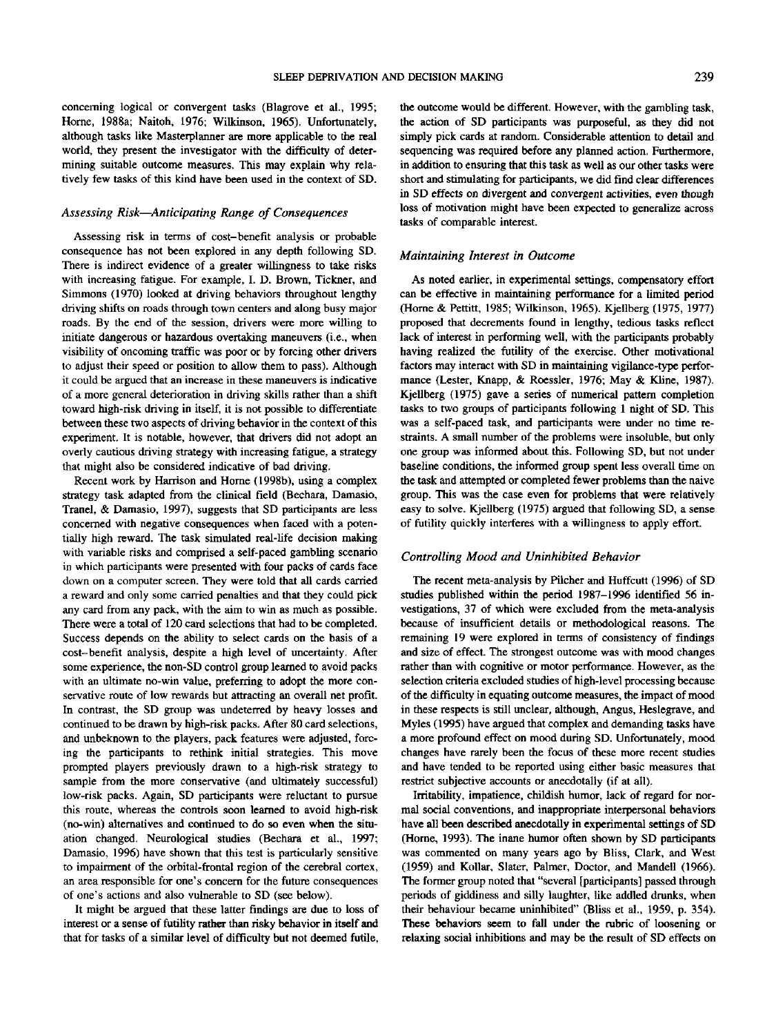concerning logical or convergent tasks (Blagrove et al., 1995; Horne, 1988a; Naitoh, 1976; Wilkinson, 1965). Unfortunately, although tasks like Masterplanner are more applicable to the real world, they present the investigator with the difficulty of determining suitable outcome measures. This may explain why relatively few tasks of this kind have been used in the context of SD.

### *Assessing Risk—Anticipating Range of Consequences*

Assessing risk in terms of cost–benefit analysis or probable consequence has not been explored in any depth following SD. There is indirect evidence of a greater willingness to take risks with increasing fatigue. For example, I. D. Brown, Tickner, and Simmons (1970) looked at driving behaviors throughout lengthy driving shifts on roads through town centers and along busy major roads. By the end of the session, drivers were more willing to initiate dangerous or hazardous overtaking maneuvers (i.e., when visibility of oncoming traffic was poor or by forcing other drivers to adjust their speed or position to allow them to pass). Although it could be argued that an increase in these maneuvers is indicative of a more general deterioration in driving skills rather than a shift toward high-risk driving in itself, it is not possible to differentiate between these two aspects of driving behavior in the context of this experiment. It is notable, however, that drivers did not adopt an overly cautious driving strategy with increasing fatigue, a strategy that might also be considered indicative of bad driving.

Recent work by Harrison and Horne (1998b), using a complex strategy task adapted from the clinical field (Bechara, Damasio, Tranel, & Damasio, 1997), suggests that SD participants are less concerned with negative consequences when faced with a potentially high reward. The task simulated real-life decision making with variable risks and comprised a self-paced gambling scenario in which participants were presented with four packs of cards face down on a computer screen. They were told that all cards carried a reward and only some carried penalties and that they could pick any card from any pack, with the aim to win as much as possible. There were a total of 120 card selections that had to be completed. Success depends on the ability to select cards on the basis of a cost–benefit analysis, despite a high level of uncertainty. After some experience, the non-SD control group learned to avoid packs with an ultimate no-win value, preferring to adopt the more conservative route of low rewards but attracting an overall net profit. In contrast, the SD group was undeterred by heavy losses and continued to be drawn by high-risk packs. After 80 card selections, and unbeknown to the players, pack features were adjusted, forcing the participants to rethink initial strategies. This move prompted players previously drawn to a high-risk strategy to sample from the more conservative (and ultimately successful) low-risk packs. Again, SD participants were reluctant to pursue this route, whereas the controls soon learned to avoid high-risk (no-win) alternatives and continued to do so even when the situation changed. Neurological studies (Bechara et al., 1997; Damasio, 1996) have shown that this test is particularly sensitive to impairment of the orbital-frontal region of the cerebral cortex, an area responsible for one's concern for the future consequences of one's actions and also vulnerable to SD (see below).

It might be argued that these latter findings are due to loss of interest or a sense of futility rather than risky behavior in itself and that for tasks of a similar level of difficulty but not deemed futile, the outcome would be different. However, with the gambling task, the action of SD participants was purposeful, as they did not simply pick cards at random. Considerable attention to detail and sequencing was required before any planned action. Furthermore, in addition to ensuring that this task as well as our other tasks were short and stimulating for participants, we did find clear differences in SD effects on divergent and convergent activities, even though loss of motivation might have been expected to generalize across tasks of comparable interest.

### *Maintaining Interest in Outcome*

As noted earlier, in experimental settings, compensatory effort can be effective in maintaining performance for a limited period (Horne & Pettitt, 1985; Wilkinson, 1965). Kjellberg (1975, 1977) proposed that decrements found in lengthy, tedious tasks reflect lack of interest in performing well, with the participants probably having realized the futility of the exercise. Other motivational factors may interact with SD in maintaining vigilance-type performance (Lester, Knapp, & Roessler, 1976; May & Kline, 1987). Kjellberg (1975) gave a series of numerical pattern completion tasks to two groups of participants following 1 night of SD. This was a self-paced task, and participants were under no time restraints. A small number of the problems were insoluble, but only one group was informed about this. Following SD, but not under baseline conditions, the informed group spent less overall time on the task and attempted or completed fewer problems than the naive group. This was the case even for problems that were relatively easy to solve. Kjellberg (1975) argued that following SD, a sense of futility quickly interferes with a willingness to apply effort.

### *Controlling Mood and Uninhibited Behavior*

The recent meta-analysis by Pilcher and Huffcutt (1996) of SD studies published within the period 1987–1996 identified 56 investigations, 37 of which were excluded from the meta-analysis because of insufficient details or methodological reasons. The remaining 19 were explored in terms of consistency of findings and size of effect. The strongest outcome was with mood changes rather than with cognitive or motor performance. However, as the selection criteria excluded studies of high-level processing because of the difficulty in equating outcome measures, the impact of mood in these respects is still unclear, although, Angus, Heslegrave, and Myles (1995) have argued that complex and demanding tasks have a more profound effect on mood during SD. Unfortunately, mood changes have rarely been the focus of these more recent studies and have tended to be reported using either basic measures that restrict subjective accounts or anecdotally (if at all).

Irritability, impatience, childish humor, lack of regard for normal social conventions, and inappropriate interpersonal behaviors have all been described anecdotally in experimental settings of SD (Horne, 1993). The inane humor often shown by SD participants was commented on many years ago by Bliss, Clark, and West (1959) and Kollar, Slater, Palmer, Doctor, and Mandell (1966). The former group noted that "several [participants] passed through periods of giddiness and silly laughter, like addled drunks, when their behaviour became uninhibited" (Bliss et al., 1959, p. 354). These behaviors seem to fall under the rubric of loosening or relaxing social inhibitions and may be the result of SD effects on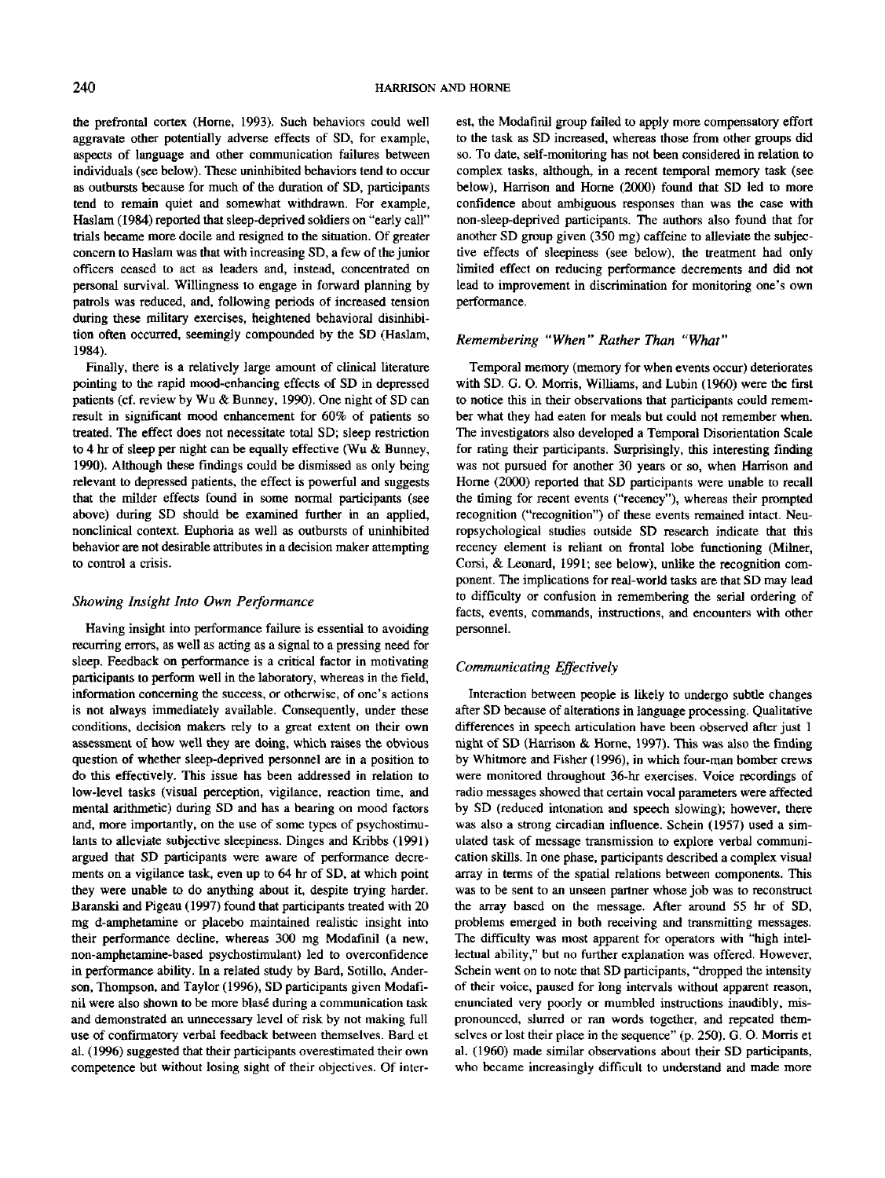the prefrontal cortex (Horne, 1993). Such behaviors could well aggravate other potentially adverse effects of SD, for example, aspects of language and other communication failures between individuals (see below). These uninhibited behaviors tend to occur as outbursts because for much of the duration of SD, participants tend to remain quiet and somewhat withdrawn. For example, Haslam (1984) reported that sleep-deprived soldiers on "early call" trials became more docile and resigned to the situation. Of greater concern to Haslam was that with increasing SD, a few of the junior officers ceased to act as leaders and, instead, concentrated on personal survival. Willingness to engage in forward planning by patrols was reduced, and, following periods of increased tension during these military exercises, heightened behavioral disinhibition often occurred, seemingly compounded by the SD (Haslam, 1984).

Finally, there is a relatively large amount of clinical literature pointing to the rapid mood-enhancing effects of SD in depressed patients (cf. review by Wu & Bunney, 1990). One night of SD can result in significant mood enhancement for 60% of patients so treated. The effect does not necessitate total SD; sleep restriction to 4 hr of sleep per night can be equally effective (Wu & Bunney, 1990). Although these findings could be dismissed as only being relevant to depressed patients, the effect is powerful and suggests that the milder effects found in some normal participants (see above) during SD should be examined further in an applied, nonclinical context. Euphoria as well as outbursts of uninhibited behavior are not desirable attributes in a decision maker attempting to control a crisis.

### *Showing Insight Into Own Performance*

Having insight into performance failure is essential to avoiding recurring errors, as well as acting as a signal to a pressing need for sleep. Feedback on performance is a critical factor in motivating participants to perform well in the laboratory, whereas in the field, information concerning the success, or otherwise, of one's actions is not always immediately available. Consequently, under these conditions, decision makers rely to a great extent on their own assessment of how well they are doing, which raises the obvious question of whether sleep-deprived personnel are in a position to do this effectively. This issue has been addressed in relation to low-level tasks (visual perception, vigilance, reaction time, and mental arithmetic) during SD and has a bearing on mood factors and, more importantly, on the use of some types of psychostimulants to alleviate subjective sleepiness. Dinges and Kribbs (1991) argued that SD participants were aware of performance decrements on a vigilance task, even up to 64 hr of SD, at which point they were unable to do anything about it, despite trying harder. Baranski and Pigeau (1997) found that participants treated with 20 mg d-amphetamine or placebo maintained realistic insight into their performance decline, whereas 300 mg Modafinil (a new, non-amphetamine-based psychostimulant) led to overconfidence in performance ability. In a related study by Bard, Sotillo, Anderson, Thompson, and Taylor (1996), SD participants given Modafinil were also shown to be more blasé during a communication task and demonstrated an unnecessary level of risk by not making full use of confirmatory verbal feedback between themselves. Bard et al. (1996) suggested that their participants overestimated their own competence but without losing sight of their objectives. Of interest, the Modafinil group failed to apply more compensatory effort to the task as SD increased, whereas those from other groups did so. To date, self-monitoring has not been considered in relation to complex tasks, although, in a recent temporal memory task (see below), Harrison and Horne (2000) found that SD led to more confidence about ambiguous responses than was the case with non-sleep-deprived participants. The authors also found that for another SD group given (350 mg) caffeine to alleviate the subjective effects of sleepiness (see below), the treatment had only limited effect on reducing performance decrements and did not lead to improvement in discrimination for monitoring one's own performance.

### *Remembering "When" Rather Than "What"*

Temporal memory (memory for when events occur) deteriorates with SD. G. O. Morris, Williams, and Lubin (1960) were the first to notice this in their observations that participants could remember what they had eaten for meals but could not remember when. The investigators also developed a Temporal Disorientation Scale for rating their participants. Surprisingly, this interesting finding was not pursued for another 30 years or so, when Harrison and Horne (2000) reported that SD participants were unable to recall the timing for recent events ("recency"), whereas their prompted recognition ("recognition") of these events remained intact. Neuropsychological studies outside SD research indicate that this recency element is reliant on frontal lobe functioning (Milner, Corsi, & Leonard, 1991; see below), unlike the recognition component. The implications for real-world tasks are that SD may lead to difficulty or confusion in remembering the serial ordering of facts, events, commands, instructions, and encounters with other personnel.

### *Communicating Effectively*

Interaction between people is likely to undergo subtle changes after SD because of alterations in language processing. Qualitative differences in speech articulation have been observed after just 1 night of SD (Harrison & Horne, 1997). This was also the finding by Whitmore and Fisher (1996), in which four-man bomber crews were monitored throughout 36-hr exercises. Voice recordings of radio messages showed that certain vocal parameters were affected by SD (reduced intonation and speech slowing); however, there was also a strong circadian influence. Schein (1957) used a simulated task of message transmission to explore verbal communication skills. In one phase, participants described a complex visual array in terms of the spatial relations between components. This was to be sent to an unseen partner whose job was to reconstruct the array based on the message. After around 55 hr of SD, problems emerged in both receiving and transmitting messages. The difficulty was most apparent for operators with "high intellectual ability," but no further explanation was offered. However, Schein went on to note that SD participants, "dropped the intensity of their voice, paused for long intervals without apparent reason, enunciated very poorly or mumbled instructions inaudibly, mispronounced, slurred or ran words together, and repeated themselves or lost their place in the sequence" (p. 250). G. O. Morris et al. (1960) made similar observations about their SD participants, who became increasingly difficult to understand and made more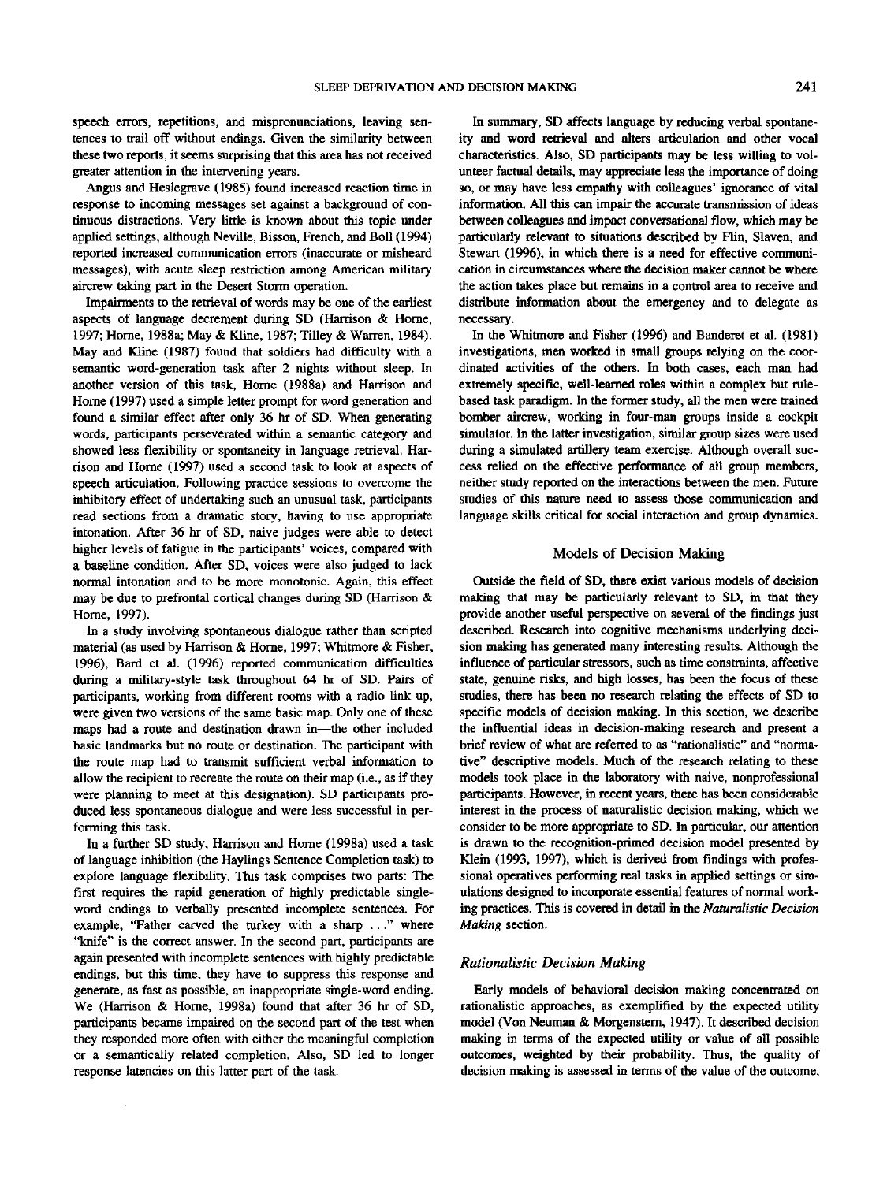speech errors, repetitions, and mispronunciations, leaving sentences to trail off without endings. Given the similarity between these two reports, it seems surprising that this area has not received greater attention in the intervening years.

Angus and Heslegrave (1985) found increased reaction time in response to incoming messages set against a background of continuous distractions. Very little is known about this topic under applied settings, although Neville, Bisson, French, and Boll (1994) reported increased communication errors (inaccurate or misheard messages), with acute sleep restriction among American military aircrew taking part in the Desert Storm operation.

Impairments to the retrieval of words may be one of the earliest aspects of language decrement during SD (Harrison & Horne, 1997; Horne, 1988a; May & Kline, 1987; Tilley & Warren, 1984). May and Kline (1987) found that soldiers had difficulty with a semantic word-generation task after 2 nights without sleep. In another version of this task, Horne (1988a) and Harrison and Horne (1997) used a simple letter prompt for word generation and found a similar effect after only 36 hr of SD. When generating words, participants perseverated within a semantic category and showed less flexibility or spontaneity in language retrieval. Harrison and Horne (1997) used a second task to look at aspects of speech articulation. Following practice sessions to overcome the inhibitory effect of undertaking such an unusual task, participants read sections from a dramatic story, having to use appropriate intonation. After 36 hr of SD, naive judges were able to detect higher levels of fatigue in the participants' voices, compared with a baseline condition. After SD, voices were also judged to lack normal intonation and to be more monotonic. Again, this effect may be due to prefrontal cortical changes during SD (Harrison & Horne, 1997).

In a study involving spontaneous dialogue rather than scripted material (as used by Harrison & Horne, 1997; Whitmore & Fisher, 1996), Bard et al. (1996) reported communication difficulties during a military-style task throughout 64 hr of SD. Pairs of participants, working from different rooms with a radio link up, were given two versions of the same basic map. Only one of these maps had a route and destination drawn in—the other included basic landmarks but no route or destination. The participant with the route map had to transmit sufficient verbal information to allow the recipient to recreate the route on their map (i.e., as if they were planning to meet at this designation). SD participants produced less spontaneous dialogue and were less successful in performing this task.

In a further SD study, Harrison and Horne (1998a) used a task of language inhibition (the Haylings Sentence Completion task) to explore language flexibility. This task comprises two parts: The first requires the rapid generation of highly predictable single-word endings to verbally presented incomplete sentences. For example, "Father carved the turkey with a sharp . . ." where "knife" is the correct answer. In the second part, participants are again presented with incomplete sentences with highly predictable endings, but this time, they have to suppress this response and generate, as fast as possible, an inappropriate single-word ending. We (Harrison & Horne, 1998a) found that after 36 hr of SD, participants became impaired on the second part of the test when they responded more often with either the meaningful completion or a semantically related completion. Also, SD led to longer response latencies on this latter part of the task.

In summary, SD affects language by reducing verbal spontaneity and word retrieval and alters articulation and other vocal characteristics. Also, SD participants may be less willing to volunteer factual details, may appreciate less the importance of doing so, or may have less empathy with colleagues' ignorance of vital information. All this can impair the accurate transmission of ideas between colleagues and impact conversational flow, which may be particularly relevant to situations described by Flin, Slaven, and Stewart (1996), in which there is a need for effective communication in circumstances where the decision maker cannot be where the action takes place but remains in a control area to receive and distribute information about the emergency and to delegate as necessary.

In the Whitmore and Fisher (1996) and Banderet et al. (1981) investigations, men worked in small groups relying on the coordinated activities of the others. In both cases, each man had extremely specific, well-learned roles within a complex but rule-based task paradigm. In the former study, all the men were trained bomber aircrew, working in four-man groups inside a cockpit simulator. In the latter investigation, similar group sizes were used during a simulated artillery team exercise. Although overall success relied on the effective performance of all group members, neither study reported on the interactions between the men. Future studies of this nature need to assess those communication and language skills critical for social interaction and group dynamics.

## Models of Decision Making

Outside the field of SD, there exist various models of decision making that may be particularly relevant to SD, in that they provide another useful perspective on several of the findings just described. Research into cognitive mechanisms underlying decision making has generated many interesting results. Although the influence of particular stressors, such as time constraints, affective state, genuine risks, and high losses, has been the focus of these studies, there has been no research relating the effects of SD to specific models of decision making. In this section, we describe the influential ideas in decision-making research and present a brief review of what are referred to as "rationalistic" and "normative" descriptive models. Much of the research relating to these models took place in the laboratory with naive, nonprofessional participants. However, in recent years, there has been considerable interest in the process of naturalistic decision making, which we consider to be more appropriate to SD. In particular, our attention is drawn to the recognition-primed decision model presented by Klein (1993, 1997), which is derived from findings with professional operatives performing real tasks in applied settings or simulations designed to incorporate essential features of normal working practices. This is covered in detail in the *Naturalistic Decision Making* section.

### *Rationalistic Decision Making*

Early models of behavioral decision making concentrated on rationalistic approaches, as exemplified by the expected utility model (Von Neuman & Morgenstern, 1947). It described decision making in terms of the expected utility or value of all possible outcomes, weighted by their probability. Thus, the quality of decision making is assessed in terms of the value of the outcome,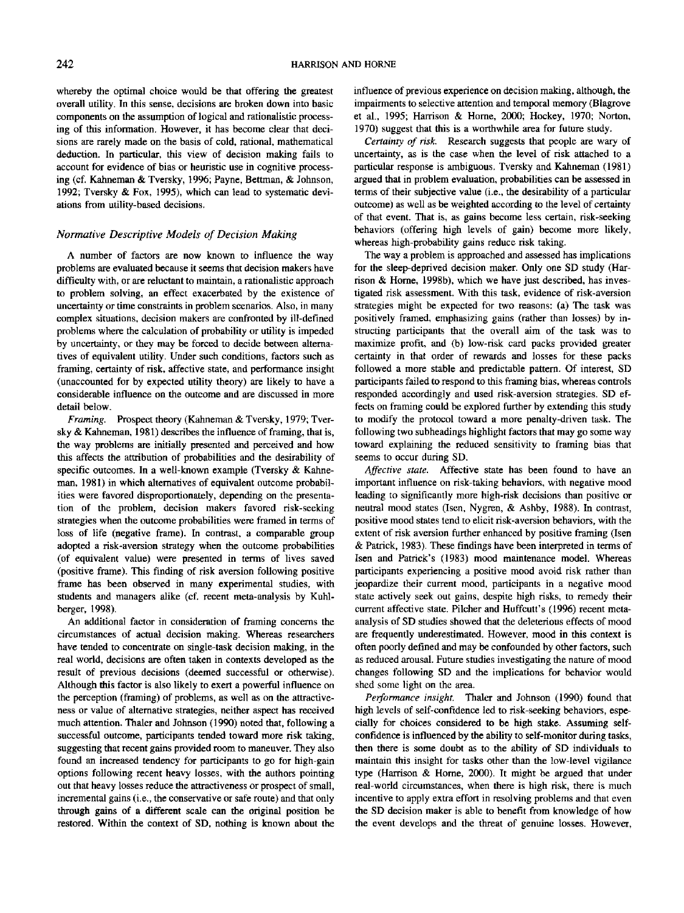whereby the optimal choice would be that offering the greatest overall utility. In this sense, decisions are broken down into basic components on the assumption of logical and rationalistic processing of this information. However, it has become clear that decisions are rarely made on the basis of cold, rational, mathematical deduction. In particular, this view of decision making fails to account for evidence of bias or heuristic use in cognitive processing (cf. Kahneman & Tversky, 1996; Payne, Bettman, & Johnson, 1992; Tversky & Fox, 1995), which can lead to systematic deviations from utility-based decisions.

### *Normative Descriptive Models of Decision Making*

A number of factors are now known to influence the way problems are evaluated because it seems that decision makers have difficulty with, or are reluctant to maintain, a rationalistic approach to problem solving, an effect exacerbated by the existence of uncertainty or time constraints in problem scenarios. Also, in many complex situations, decision makers are confronted by ill-defined problems where the calculation of probability or utility is impeded by uncertainty, or they may be forced to decide between alternatives of equivalent utility. Under such conditions, factors such as framing, certainty of risk, affective state, and performance insight (unaccounted for by expected utility theory) are likely to have a considerable influence on the outcome and are discussed in more detail below.

*Framing.* Prospect theory (Kahneman & Tversky, 1979; Tversky & Kahneman, 1981) describes the influence of framing, that is, the way problems are initially presented and perceived and how this affects the attribution of probabilities and the desirability of specific outcomes. In a well-known example (Tversky & Kahneman, 1981) in which alternatives of equivalent outcome probabilities were favored disproportionately, depending on the presentation of the problem, decision makers favored risk-seeking strategies when the outcome probabilities were framed in terms of loss of life (negative frame). In contrast, a comparable group adopted a risk-aversion strategy when the outcome probabilities (of equivalent value) were presented in terms of lives saved (positive frame). This finding of risk aversion following positive frame has been observed in many experimental studies, with students and managers alike (cf. recent meta-analysis by Kuhlberger, 1998).

An additional factor in consideration of framing concerns the circumstances of actual decision making. Whereas researchers have tended to concentrate on single-task decision making, in the real world, decisions are often taken in contexts developed as the result of previous decisions (deemed successful or otherwise). Although this factor is also likely to exert a powerful influence on the perception (framing) of problems, as well as on the attractiveness or value of alternative strategies, neither aspect has received much attention. Thaler and Johnson (1990) noted that, following a successful outcome, participants tended toward more risk taking, suggesting that recent gains provided room to maneuver. They also found an increased tendency for participants to go for high-gain options following recent heavy losses, with the authors pointing out that heavy losses reduce the attractiveness or prospect of small, incremental gains (i.e., the conservative or safe route) and that only through gains of a different scale can the original position be restored. Within the context of SD, nothing is known about the influence of previous experience on decision making, although, the impairments to selective attention and temporal memory (Blagrove et al., 1995; Harrison & Horne, 2000; Hockey, 1970; Norton, 1970) suggest that this is a worthwhile area for future study.

*Certainty of risk.* Research suggests that people are wary of uncertainty, as is the case when the level of risk attached to a particular response is ambiguous. Tversky and Kahneman (1981) argued that in problem evaluation, probabilities can be assessed in terms of their subjective value (i.e., the desirability of a particular outcome) as well as be weighted according to the level of certainty of that event. That is, as gains become less certain, risk-seeking behaviors (offering high levels of gain) become more likely, whereas high-probability gains reduce risk taking.

The way a problem is approached and assessed has implications for the sleep-deprived decision maker. Only one SD study (Harrison & Horne, 1998b), which we have just described, has investigated risk assessment. With this task, evidence of risk-aversion strategies might be expected for two reasons: (a) The task was positively framed, emphasizing gains (rather than losses) by instructing participants that the overall aim of the task was to maximize profit, and (b) low-risk card packs provided greater certainty in that order of rewards and losses for these packs followed a more stable and predictable pattern. Of interest, SD participants failed to respond to this framing bias, whereas controls responded accordingly and used risk-aversion strategies. SD effects on framing could be explored further by extending this study to modify the protocol toward a more penalty-driven task. The following two subheadings highlight factors that may go some way toward explaining the reduced sensitivity to framing bias that seems to occur during SD.

*Affective state.* Affective state has been found to have an important influence on risk-taking behaviors, with negative mood leading to significantly more high-risk decisions than positive or neutral mood states (Isen, Nygren, & Ashby, 1988). In contrast, positive mood states tend to elicit risk-aversion behaviors, with the extent of risk aversion further enhanced by positive framing (Isen & Patrick, 1983). These findings have been interpreted in terms of Isen and Patrick's (1983) mood maintenance model. Whereas participants experiencing a positive mood avoid risk rather than jeopardize their current mood, participants in a negative mood state actively seek out gains, despite high risks, to remedy their current affective state. Pilcher and Huffcutt's (1996) recent meta-analysis of SD studies showed that the deleterious effects of mood are frequently underestimated. However, mood in this context is often poorly defined and may be confounded by other factors, such as reduced arousal. Future studies investigating the nature of mood changes following SD and the implications for behavior would shed some light on the area.

*Performance insight.* Thaler and Johnson (1990) found that high levels of self-confidence led to risk-seeking behaviors, especially for choices considered to be high stake. Assuming self-confidence is influenced by the ability to self-monitor during tasks, then there is some doubt as to the ability of SD individuals to maintain this insight for tasks other than the low-level vigilance type (Harrison & Horne, 2000). It might be argued that under real-world circumstances, when there is high risk, there is much incentive to apply extra effort in resolving problems and that even the SD decision maker is able to benefit from knowledge of how the event develops and the threat of genuine losses. However,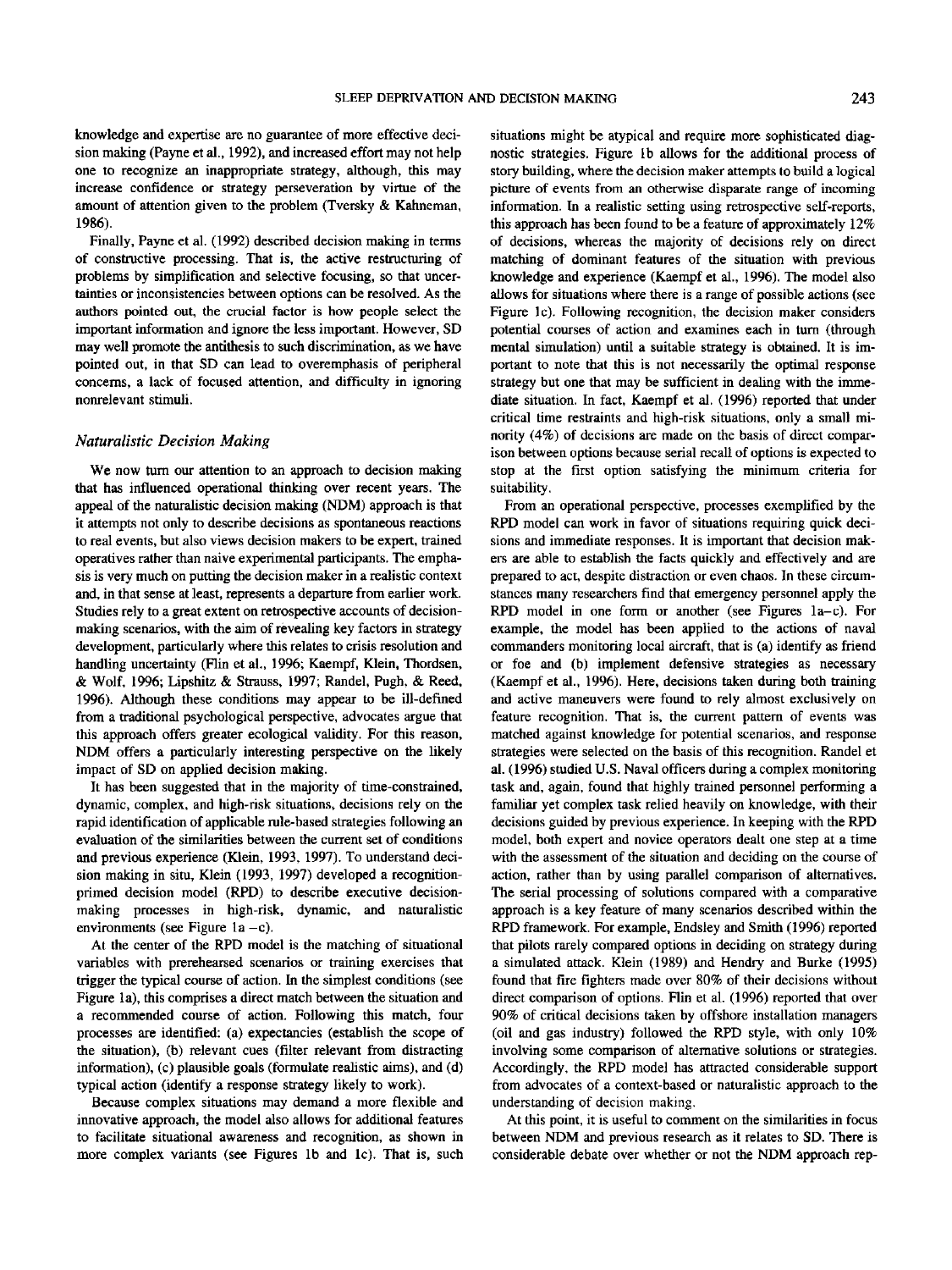knowledge and expertise are no guarantee of more effective decision making (Payne et al., 1992), and increased effort may not help one to recognize an inappropriate strategy, although, this may increase confidence or strategy perseveration by virtue of the amount of attention given to the problem (Tversky & Kahneman, 1986).

Finally, Payne et al. (1992) described decision making in terms of constructive processing. That is, the active restructuring of problems by simplification and selective focusing, so that uncertainties or inconsistencies between options can be resolved. As the authors pointed out, the crucial factor is how people select the important information and ignore the less important. However, SD may well promote the antithesis to such discrimination, as we have pointed out, in that SD can lead to overemphasis of peripheral concerns, a lack of focused attention, and difficulty in ignoring nonrelevant stimuli.

### *Naturalistic Decision Making*

We now turn our attention to an approach to decision making that has influenced operational thinking over recent years. The appeal of the naturalistic decision making (NDM) approach is that it attempts not only to describe decisions as spontaneous reactions to real events, but also views decision makers to be expert, trained operatives rather than naive experimental participants. The emphasis is very much on putting the decision maker in a realistic context and, in that sense at least, represents a departure from earlier work. Studies rely to a great extent on retrospective accounts of decision-making scenarios, with the aim of revealing key factors in strategy development, particularly where this relates to crisis resolution and handling uncertainty (Flin et al., 1996; Kaempf, Klein, Thordsen, & Wolf, 1996; Lipshitz & Strauss, 1997; Randel, Pugh, & Reed, 1996). Although these conditions may appear to be ill-defined from a traditional psychological perspective, advocates argue that this approach offers greater ecological validity. For this reason, NDM offers a particularly interesting perspective on the likely impact of SD on applied decision making.

It has been suggested that in the majority of time-constrained, dynamic, complex, and high-risk situations, decisions rely on the rapid identification of applicable rule-based strategies following an evaluation of the similarities between the current set of conditions and previous experience (Klein, 1993, 1997). To understand decision making in situ, Klein (1993, 1997) developed a recognition-primed decision model (RPD) to describe executive decision-making processes in high-risk, dynamic, and naturalistic environments (see Figure 1a–c).

At the center of the RPD model is the matching of situational variables with prerehearsed scenarios or training exercises that trigger the typical course of action. In the simplest conditions (see Figure 1a), this comprises a direct match between the situation and a recommended course of action. Following this match, four processes are identified: (a) expectancies (establish the scope of the situation), (b) relevant cues (filter relevant from distracting information), (c) plausible goals (formulate realistic aims), and (d) typical action (identify a response strategy likely to work).

Because complex situations may demand a more flexible and innovative approach, the model also allows for additional features to facilitate situational awareness and recognition, as shown in more complex variants (see Figures 1b and 1c). That is, such situations might be atypical and require more sophisticated diagnostic strategies. Figure 1b allows for the additional process of story building, where the decision maker attempts to build a logical picture of events from an otherwise disparate range of incoming information. In a realistic setting using retrospective self-reports, this approach has been found to be a feature of approximately 12% of decisions, whereas the majority of decisions rely on direct matching of dominant features of the situation with previous knowledge and experience (Kaempf et al., 1996). The model also allows for situations where there is a range of possible actions (see Figure 1c). Following recognition, the decision maker considers potential courses of action and examines each in turn (through mental simulation) until a suitable strategy is obtained. It is important to note that this is not necessarily the optimal response strategy but one that may be sufficient in dealing with the immediate situation. In fact, Kaempf et al. (1996) reported that under critical time restraints and high-risk situations, only a small minority (4%) of decisions are made on the basis of direct comparison between options because serial recall of options is expected to stop at the first option satisfying the minimum criteria for suitability.

From an operational perspective, processes exemplified by the RPD model can work in favor of situations requiring quick decisions and immediate responses. It is important that decision makers are able to establish the facts quickly and effectively and are prepared to act, despite distraction or even chaos. In these circumstances many researchers find that emergency personnel apply the RPD model in one form or another (see Figures 1a–c). For example, the model has been applied to the actions of naval commanders monitoring local aircraft, that is (a) identify as friend or foe and (b) implement defensive strategies as necessary (Kaempf et al., 1996). Here, decisions taken during both training and active maneuvers were found to rely almost exclusively on feature recognition. That is, the current pattern of events was matched against knowledge for potential scenarios, and response strategies were selected on the basis of this recognition. Randel et al. (1996) studied U.S. Naval officers during a complex monitoring task and, again, found that highly trained personnel performing a familiar yet complex task relied heavily on knowledge, with their decisions guided by previous experience. In keeping with the RPD model, both expert and novice operators dealt one step at a time with the assessment of the situation and deciding on the course of action, rather than by using parallel comparison of alternatives. The serial processing of solutions compared with a comparative approach is a key feature of many scenarios described within the RPD framework. For example, Endsley and Smith (1996) reported that pilots rarely compared options in deciding on strategy during a simulated attack. Klein (1989) and Hendry and Burke (1995) found that fire fighters made over 80% of their decisions without direct comparison of options. Flin et al. (1996) reported that over 90% of critical decisions taken by offshore installation managers (oil and gas industry) followed the RPD style, with only 10% involving some comparison of alternative solutions or strategies. Accordingly, the RPD model has attracted considerable support from advocates of a context-based or naturalistic approach to the understanding of decision making.

At this point, it is useful to comment on the similarities in focus between NDM and previous research as it relates to SD. There is considerable debate over whether or not the NDM approach rep-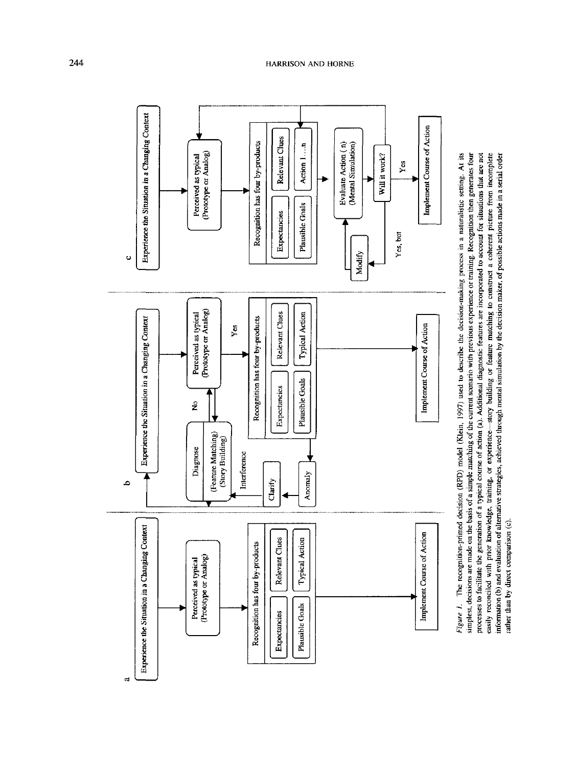a

Experience the Situation in a Changing Context

Perceived as typical (Prototype or Analog)

Recognition has four by-products

Expectancies | Relevant Clues

Plausible Goals | Typical Action

Implement Course of Action

b

Experience the Situation in a Changing Context

Perceived as typical (Prototype or Analog)

No

Yes

Diagnose (Feature Matching) (Story Building)

Interference

Clarify

Anomaly

Recognition has four by-products

Expectancies | Relevant Clues

Plausible Goals | Typical Action

Implement Course of Action

c

Experience the Situation in a Changing Context

Perceived as typical (Prototype or Analog)

Recognition has four by-products

Expectancies | Relevant Clues

Plausible Goals | Action 1…n

Evaluate Action (n) (Mental Simulation)

Will it work?

Yes, but

Modify

Yes

Implement Course of Action

*Figure 1.* The recognition-primed decision (RPD) model (Klein, 1997) used to describe the decision-making process in a naturalistic setting. At its simplest, decisions are made on the basis of a simple matching of the current scenario with previous experience or training. Recognition then generates four processes to facilitate the generation of a typical course of action (a). Additional diagnostic features are incorporated to account for situations that are not easily reconciled with prior knowledge, training, or experience—story building or feature matching to construct a coherent picture from incomplete information (b) and evaluation of alternative strategies, achieved through mental simulation by the decision maker, of possible actions made in a serial order rather than by direct comparison (c).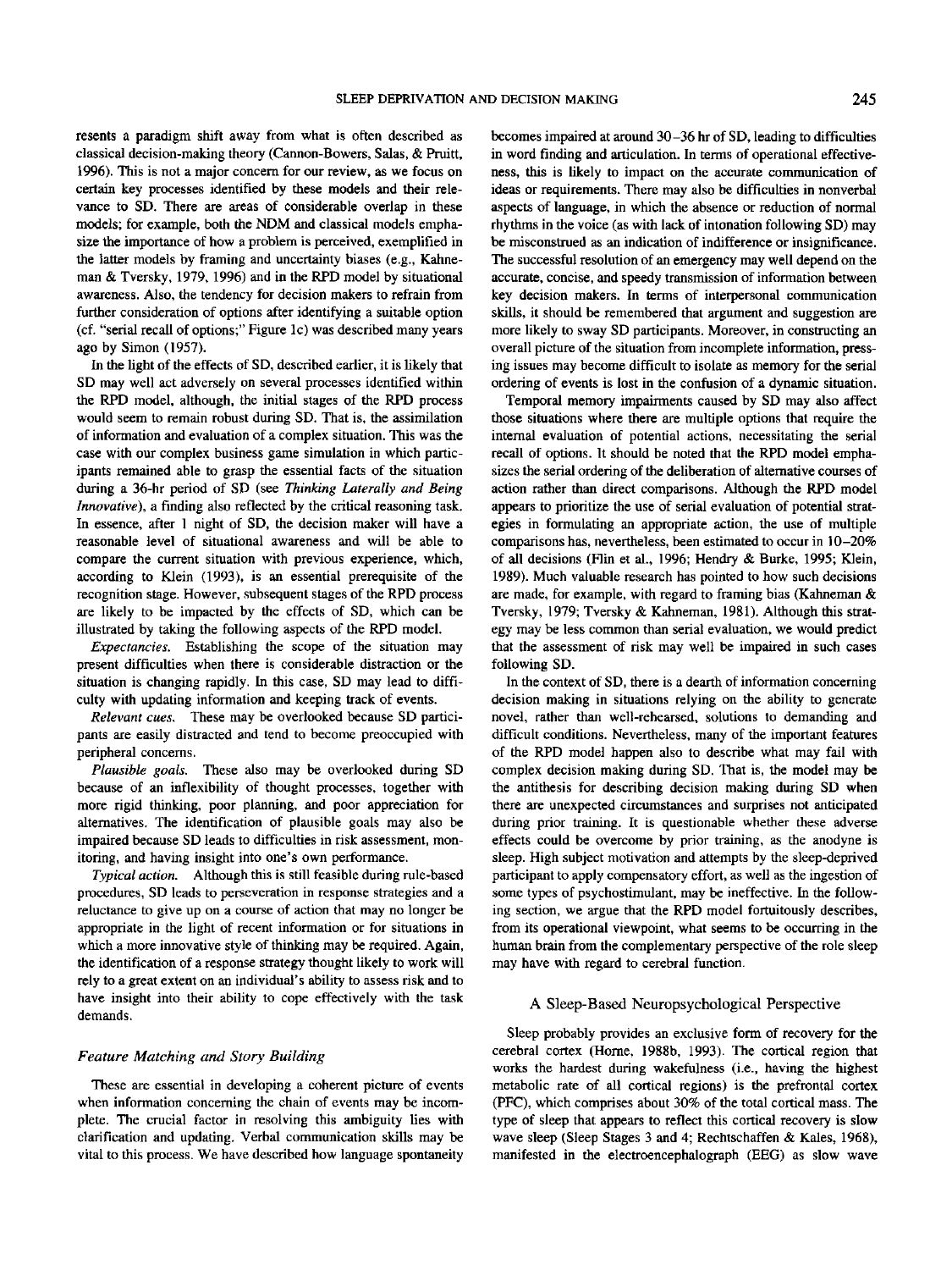resents a paradigm shift away from what is often described as classical decision-making theory (Cannon-Bowers, Salas, & Pruitt, 1996). This is not a major concern for our review, as we focus on certain key processes identified by these models and their relevance to SD. There are areas of considerable overlap in these models; for example, both the NDM and classical models emphasize the importance of how a problem is perceived, exemplified in the latter models by framing and uncertainty biases (e.g., Kahneman & Tversky, 1979, 1996) and in the RPD model by situational awareness. Also, the tendency for decision makers to refrain from further consideration of options after identifying a suitable option (cf. "serial recall of options;" Figure 1c) was described many years ago by Simon (1957).

In the light of the effects of SD, described earlier, it is likely that SD may well act adversely on several processes identified within the RPD model, although, the initial stages of the RPD process would seem to remain robust during SD. That is, the assimilation of information and evaluation of a complex situation. This was the case with our complex business game simulation in which participants remained able to grasp the essential facts of the situation during a 36-hr period of SD (see *Thinking Laterally and Being Innovative*), a finding also reflected by the critical reasoning task. In essence, after 1 night of SD, the decision maker will have a reasonable level of situational awareness and will be able to compare the current situation with previous experience, which, according to Klein (1993), is an essential prerequisite of the recognition stage. However, subsequent stages of the RPD process are likely to be impacted by the effects of SD, which can be illustrated by taking the following aspects of the RPD model.

*Expectancies.* Establishing the scope of the situation may present difficulties when there is considerable distraction or the situation is changing rapidly. In this case, SD may lead to difficulty with updating information and keeping track of events.

*Relevant cues.* These may be overlooked because SD participants are easily distracted and tend to become preoccupied with peripheral concerns.

*Plausible goals.* These also may be overlooked during SD because of an inflexibility of thought processes, together with more rigid thinking, poor planning, and poor appreciation for alternatives. The identification of plausible goals may also be impaired because SD leads to difficulties in risk assessment, monitoring, and having insight into one's own performance.

*Typical action.* Although this is still feasible during rule-based procedures, SD leads to perseveration in response strategies and a reluctance to give up on a course of action that may no longer be appropriate in the light of recent information or for situations in which a more innovative style of thinking may be required. Again, the identification of a response strategy thought likely to work will rely to a great extent on an individual's ability to assess risk and to have insight into their ability to cope effectively with the task demands.

### *Feature Matching and Story Building*

These are essential in developing a coherent picture of events when information concerning the chain of events may be incomplete. The crucial factor in resolving this ambiguity lies with clarification and updating. Verbal communication skills may be vital to this process. We have described how language spontaneity becomes impaired at around 30–36 hr of SD, leading to difficulties in word finding and articulation. In terms of operational effectiveness, this is likely to impact on the accurate communication of ideas or requirements. There may also be difficulties in nonverbal aspects of language, in which the absence or reduction of normal rhythms in the voice (as with lack of intonation following SD) may be misconstrued as an indication of indifference or insignificance. The successful resolution of an emergency may well depend on the accurate, concise, and speedy transmission of information between key decision makers. In terms of interpersonal communication skills, it should be remembered that argument and suggestion are more likely to sway SD participants. Moreover, in constructing an overall picture of the situation from incomplete information, pressing issues may become difficult to isolate as memory for the serial ordering of events is lost in the confusion of a dynamic situation.

Temporal memory impairments caused by SD may also affect those situations where there are multiple options that require the internal evaluation of potential actions, necessitating the serial recall of options. It should be noted that the RPD model emphasizes the serial ordering of the deliberation of alternative courses of action rather than direct comparisons. Although the RPD model appears to prioritize the use of serial evaluation of potential strategies in formulating an appropriate action, the use of multiple comparisons has, nevertheless, been estimated to occur in 10–20% of all decisions (Flin et al., 1996; Hendry & Burke, 1995; Klein, 1989). Much valuable research has pointed to how such decisions are made, for example, with regard to framing bias (Kahneman & Tversky, 1979; Tversky & Kahneman, 1981). Although this strategy may be less common than serial evaluation, we would predict that the assessment of risk may well be impaired in such cases following SD.

In the context of SD, there is a dearth of information concerning decision making in situations relying on the ability to generate novel, rather than well-rehearsed, solutions to demanding and difficult conditions. Nevertheless, many of the important features of the RPD model happen also to describe what may fail with complex decision making during SD. That is, the model may be the antithesis for describing decision making during SD when there are unexpected circumstances and surprises not anticipated during prior training. It is questionable whether these adverse effects could be overcome by prior training, as the anodyne is sleep. High subject motivation and attempts by the sleep-deprived participant to apply compensatory effort, as well as the ingestion of some types of psychostimulant, may be ineffective. In the following section, we argue that the RPD model fortuitously describes, from its operational viewpoint, what seems to be occurring in the human brain from the complementary perspective of the role sleep may have with regard to cerebral function.

## A Sleep-Based Neuropsychological Perspective

Sleep probably provides an exclusive form of recovery for the cerebral cortex (Horne, 1988b, 1993). The cortical region that works the hardest during wakefulness (i.e., having the highest metabolic rate of all cortical regions) is the prefrontal cortex (PFC), which comprises about 30% of the total cortical mass. The type of sleep that appears to reflect this cortical recovery is slow wave sleep (Sleep Stages 3 and 4; Rechtschaffen & Kales, 1968), manifested in the electroencephalograph (EEG) as slow wave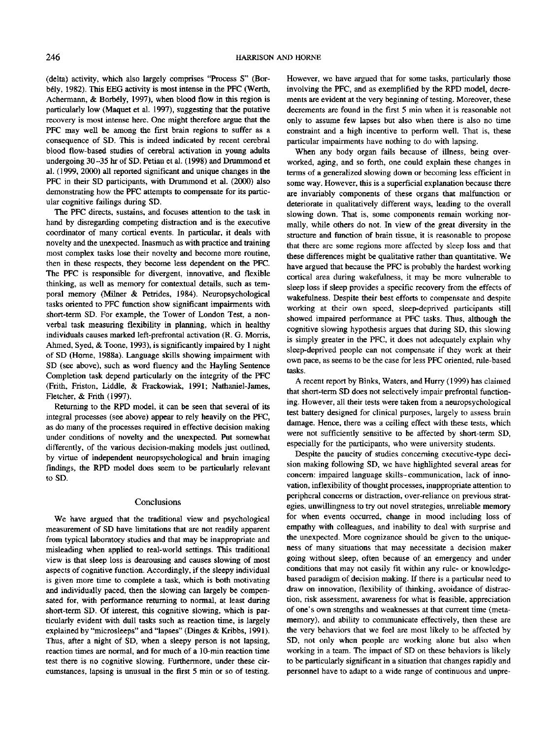(delta) activity, which also largely comprises "Process S" (Borbély, 1982). This EEG activity is most intense in the PFC (Werth, Achermann, & Borbély, 1997), when blood flow in this region is particularly low (Maquet et al. 1997), suggesting that the putative recovery is most intense here. One might therefore argue that the PFC may well be among the first brain regions to suffer as a consequence of SD. This is indeed indicated by recent cerebral blood flow-based studies of cerebral activation in young adults undergoing 30–35 hr of SD. Petiau et al. (1998) and Drummond et al. (1999, 2000) all reported significant and unique changes in the PFC in their SD participants, with Drummond et al. (2000) also demonstrating how the PFC attempts to compensate for its particular cognitive failings during SD.

The PFC directs, sustains, and focuses attention to the task in hand by disregarding competing distraction and is the executive coordinator of many cortical events. In particular, it deals with novelty and the unexpected. Inasmuch as with practice and training most complex tasks lose their novelty and become more routine, then in these respects, they become less dependent on the PFC. The PFC is responsible for divergent, innovative, and flexible thinking, as well as memory for contextual details, such as temporal memory (Milner & Petrides, 1984). Neuropsychological tasks oriented to PFC function show significant impairments with short-term SD. For example, the Tower of London Test, a nonverbal task measuring flexibility in planning, which in healthy individuals causes marked left-prefrontal activation (R. G. Morris, Ahmed, Syed, & Toone, 1993), is significantly impaired by 1 night of SD (Horne, 1988a). Language skills showing impairment with SD (see above), such as word fluency and the Hayling Sentence Completion task depend particularly on the integrity of the PFC (Frith, Friston, Liddle, & Frackowiak, 1991; Nathaniel-James, Fletcher, & Frith (1997).

Returning to the RPD model, it can be seen that several of its integral processes (see above) appear to rely heavily on the PFC, as do many of the processes required in effective decision making under conditions of novelty and the unexpected. Put somewhat differently, of the various decision-making models just outlined, by virtue of independent neuropsychological and brain imaging findings, the RPD model does seem to be particularly relevant to SD.

## Conclusions

We have argued that the traditional view and psychological measurement of SD have limitations that are not readily apparent from typical laboratory studies and that may be inappropriate and misleading when applied to real-world settings. This traditional view is that sleep loss is dearousing and causes slowing of most aspects of cognitive function. Accordingly, if the sleepy individual is given more time to complete a task, which is both motivating and individually paced, then the slowing can largely be compensated for, with performance returning to normal, at least during short-term SD. Of interest, this cognitive slowing, which is particularly evident with dull tasks such as reaction time, is largely explained by "microsleeps" and "lapses" (Dinges & Kribbs, 1991). Thus, after a night of SD, when a sleepy person is not lapsing, reaction times are normal, and for much of a 10-min reaction time test there is no cognitive slowing. Furthermore, under these circumstances, lapsing is unusual in the first 5 min or so of testing. However, we have argued that for some tasks, particularly those involving the PFC, and as exemplified by the RPD model, decrements are evident at the very beginning of testing. Moreover, these decrements are found in the first 5 min when it is reasonable not only to assume few lapses but also when there is also no time constraint and a high incentive to perform well. That is, these particular impairments have nothing to do with lapsing.

When any body organ fails because of illness, being overworked, aging, and so forth, one could explain these changes in terms of a generalized slowing down or becoming less efficient in some way. However, this is a superficial explanation because there are invariably components of these organs that malfunction or deteriorate in qualitatively different ways, leading to the overall slowing down. That is, some components remain working normally, while others do not. In view of the great diversity in the structure and function of brain tissue, it is reasonable to propose that there are some regions more affected by sleep loss and that these differences might be qualitative rather than quantitative. We have argued that because the PFC is probably the hardest working cortical area during wakefulness, it may be more vulnerable to sleep loss if sleep provides a specific recovery from the effects of wakefulness. Despite their best efforts to compensate and despite working at their own speed, sleep-deprived participants still showed impaired performance at PFC tasks. Thus, although the cognitive slowing hypothesis argues that during SD, this slowing is simply greater in the PFC, it does not adequately explain why sleep-deprived people can not compensate if they work at their own pace, as seems to be the case for less PFC oriented, rule-based tasks.

A recent report by Binks, Waters, and Hurry (1999) has claimed that short-term SD does not selectively impair prefrontal functioning. However, all their tests were taken from a neuropsychological test battery designed for clinical purposes, largely to assess brain damage. Hence, there was a ceiling effect with these tests, which were not sufficiently sensitive to be affected by short-term SD, especially for the participants, who were university students.

Despite the paucity of studies concerning executive-type decision making following SD, we have highlighted several areas for concern: impaired language skills–communication, lack of innovation, inflexibility of thought processes, inappropriate attention to peripheral concerns or distraction, over-reliance on previous strategies, unwillingness to try out novel strategies, unreliable memory for when events occurred, change in mood including loss of empathy with colleagues, and inability to deal with surprise and the unexpected. More cognizance should be given to the uniqueness of many situations that may necessitate a decision maker going without sleep, often because of an emergency and under conditions that may not easily fit within any rule- or knowledge-based paradigm of decision making. If there is a particular need to draw on innovation, flexibility of thinking, avoidance of distraction, risk assessment, awareness for what is feasible, appreciation of one's own strengths and weaknesses at that current time (metamemory), and ability to communicate effectively, then these are the very behaviors that we feel are most likely to be affected by SD, not only when people are working alone but also when working in a team. The impact of SD on these behaviors is likely to be particularly significant in a situation that changes rapidly and personnel have to adapt to a wide range of continuous and unpre-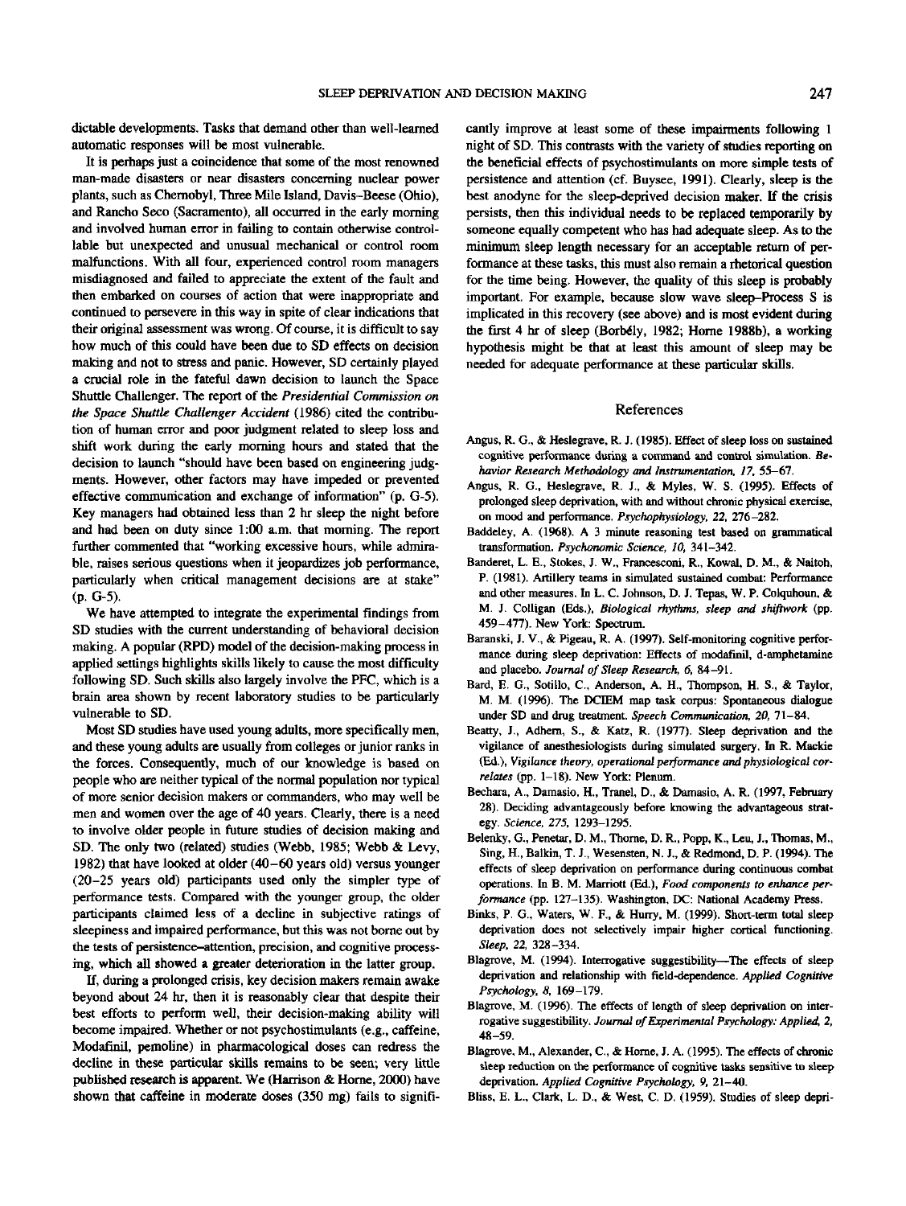dictable developments. Tasks that demand other than well-learned automatic responses will be most vulnerable.

It is perhaps just a coincidence that some of the most renowned man-made disasters or near disasters concerning nuclear power plants, such as Chernobyl, Three Mile Island, Davis–Beese (Ohio), and Rancho Seco (Sacramento), all occurred in the early morning and involved human error in failing to contain otherwise controllable but unexpected and unusual mechanical or control room malfunctions. With all four, experienced control room managers misdiagnosed and failed to appreciate the extent of the fault and then embarked on courses of action that were inappropriate and continued to persevere in this way in spite of clear indications that their original assessment was wrong. Of course, it is difficult to say how much of this could have been due to SD effects on decision making and not to stress and panic. However, SD certainly played a crucial role in the fateful dawn decision to launch the Space Shuttle Challenger. The report of the *Presidential Commission on the Space Shuttle Challenger Accident* (1986) cited the contribution of human error and poor judgment related to sleep loss and shift work during the early morning hours and stated that the decision to launch "should have been based on engineering judgments. However, other factors may have impeded or prevented effective communication and exchange of information" (p. G-5). Key managers had obtained less than 2 hr sleep the night before and had been on duty since 1:00 a.m. that morning. The report further commented that "working excessive hours, while admirable, raises serious questions when it jeopardizes job performance, particularly when critical management decisions are at stake" (p. G-5).

We have attempted to integrate the experimental findings from SD studies with the current understanding of behavioral decision making. A popular (RPD) model of the decision-making process in applied settings highlights skills likely to cause the most difficulty following SD. Such skills also largely involve the PFC, which is a brain area shown by recent laboratory studies to be particularly vulnerable to SD.

Most SD studies have used young adults, more specifically men, and these young adults are usually from colleges or junior ranks in the forces. Consequently, much of our knowledge is based on people who are neither typical of the normal population nor typical of more senior decision makers or commanders, who may well be men and women over the age of 40 years. Clearly, there is a need to involve older people in future studies of decision making and SD. The only two (related) studies (Webb, 1985; Webb & Levy, 1982) that have looked at older (40–60 years old) versus younger (20–25 years old) participants used only the simpler type of performance tests. Compared with the younger group, the older participants claimed less of a decline in subjective ratings of sleepiness and impaired performance, but this was not borne out by the tests of persistence–attention, precision, and cognitive processing, which all showed a greater deterioration in the latter group.

If, during a prolonged crisis, key decision makers remain awake beyond about 24 hr, then it is reasonably clear that despite their best efforts to perform well, their decision-making ability will become impaired. Whether or not psychostimulants (e.g., caffeine, Modafinil, pemoline) in pharmacological doses can redress the decline in these particular skills remains to be seen; very little published research is apparent. We (Harrison & Horne, 2000) have shown that caffeine in moderate doses (350 mg) fails to significantly improve at least some of these impairments following 1 night of SD. This contrasts with the variety of studies reporting on the beneficial effects of psychostimulants on more simple tests of persistence and attention (cf. Buysee, 1991). Clearly, sleep is the best anodyne for the sleep-deprived decision maker. If the crisis persists, then this individual needs to be replaced temporarily by someone equally competent who has had adequate sleep. As to the minimum sleep length necessary for an acceptable return of performance at these tasks, this must also remain a rhetorical question for the time being. However, the quality of this sleep is probably important. For example, because slow wave sleep–Process S is implicated in this recovery (see above) and is most evident during the first 4 hr of sleep (Borbély, 1982; Horne 1988b), a working hypothesis might be that at least this amount of sleep may be needed for adequate performance at these particular skills.

## References

Angus, R. G., & Heslegrave, R. J. (1985). Effect of sleep loss on sustained cognitive performance during a command and control simulation. *Behavior Research Methodology and Instrumentation, 17,* 55–67.

Angus, R. G., Heslegrave, R. J., & Myles, W. S. (1995). Effects of prolonged sleep deprivation, with and without chronic physical exercise, on mood and performance. *Psychophysiology, 22,* 276–282.

Baddeley, A. (1968). A 3 minute reasoning test based on grammatical transformation. *Psychonomic Science, 10,* 341–342.

Banderet, L. E., Stokes, J. W., Francesconi, R., Kowal, D. M., & Naitoh, P. (1981). Artillery teams in simulated sustained combat: Performance and other measures. In L. C. Johnson, D. I. Tepas, W. P. Colquhoun, & M. J. Colligan (Eds.), *Biological rhythms, sleep and shiftwork* (pp. 459–477). New York: Spectrum.

Baranski, J. V., & Pigeau, R. A. (1997). Self-monitoring cognitive performance during sleep deprivation: Effects of modafinil, d-amphetamine and placebo. *Journal of Sleep Research, 6,* 84–91.

Bard, E. G., Sotillo, C., Anderson, A. H., Thompson, H. S., & Taylor, M. M. (1996). The DCIEM map task corpus: Spontaneous dialogue under SD and drug treatment. *Speech Communication, 20,* 71–84.

Beatty, J., Adhern, S., & Katz, R. (1977). Sleep deprivation and the vigilance of anesthesiologists during simulated surgery. In R. Mackie (Ed.), *Vigilance theory, operational performance and physiological correlates* (pp. 1–18). New York: Plenum.

Bechara, A., Damasio, H., Tranel, D., & Damasio, A. R. (1997, February 28). Deciding advantageously before knowing the advantageous strategy. *Science, 275,* 1293–1295.

Belenky, G., Penetar, D. M., Thorne, D. R., Popp, K., Leu, J., Thomas, M., Sing, H., Balkin, T. J., Wesensten, N. J., & Redmond, D. P. (1994). The effects of sleep deprivation on performance during continuous combat operations. In B. M. Marriott (Ed.), *Food components to enhance performance* (pp. 127–135). Washington, DC: National Academy Press.

Binks, P. G., Waters, W. F., & Hurry, M. (1999). Short-term total sleep deprivation does not selectively impair higher cortical functioning. *Sleep, 22,* 328–334.

Blagrove, M. (1994). Interrogative suggestibility—The effects of sleep deprivation and relationship with field-dependence. *Applied Cognitive Psychology, 8,* 169–179.

Blagrove, M. (1996). The effects of length of sleep deprivation on interrogative suggestibility. *Journal of Experimental Psychology: Applied, 2,* 48–59.

Blagrove, M., Alexander, C., & Horne, J. A. (1995). The effects of chronic sleep reduction on the performance of cognitive tasks sensitive to sleep deprivation. *Applied Cognitive Psychology, 9,* 21–40.

Bliss, E. L., Clark, L. D., & West, C. D. (1959). Studies of sleep depri-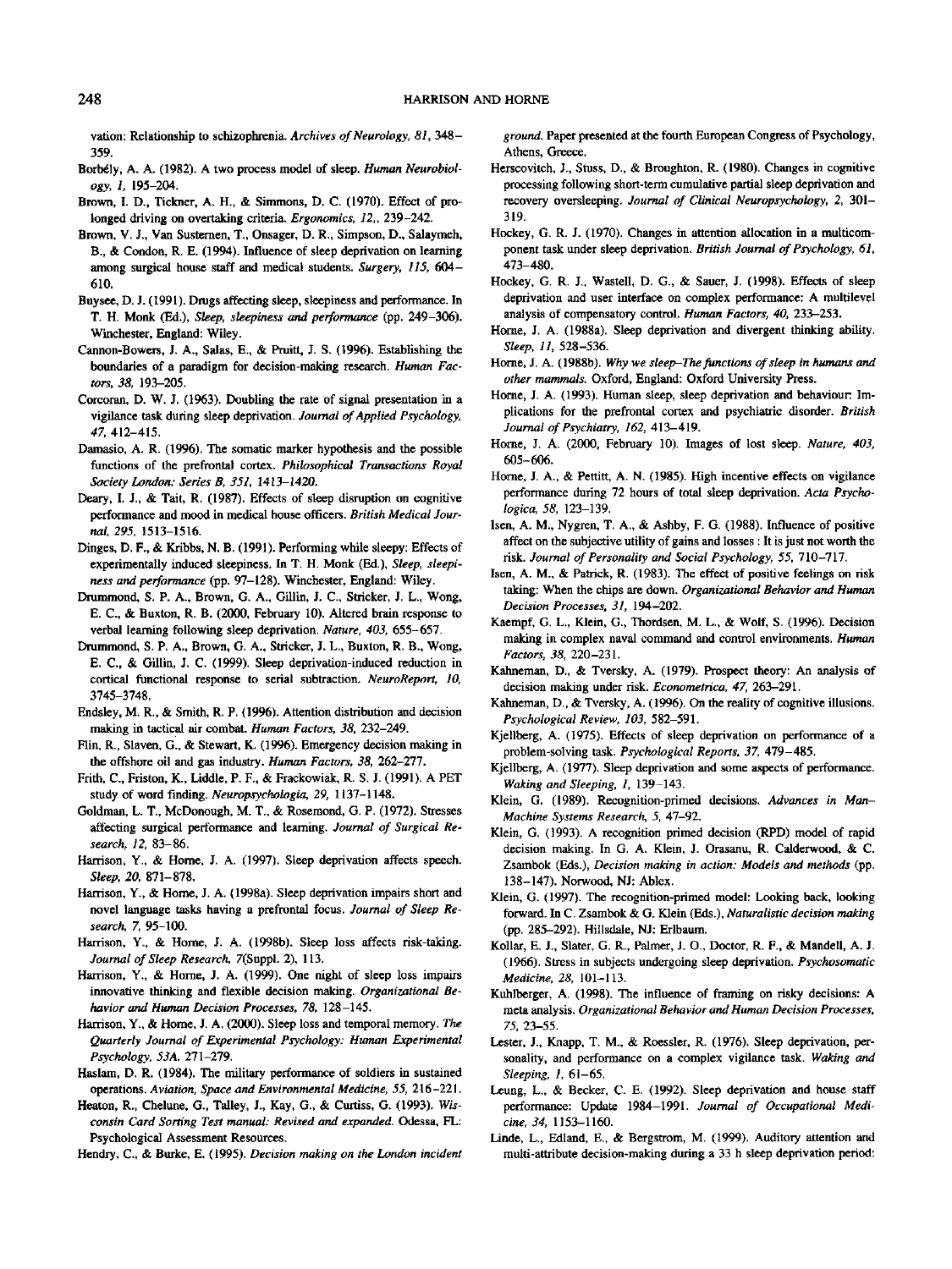vation: Relationship to schizophrenia. *Archives of Neurology, 81,* 348–359.

Borbély, A. A. (1982). A two process model of sleep. *Human Neurobiology, 1,* 195–204.

Brown, I. D., Tickner, A. H., & Simmons, D. C. (1970). Effect of prolonged driving on overtaking criteria. *Ergonomics, 12,*, 239–242.

Brown, V. J., Van Susternen, T., Onsager, D. R., Simpson, D., Salaymeh, B., & Condon, R. E. (1994). Influence of sleep deprivation on learning among surgical house staff and medical students. *Surgery, 115,* 604–610.

Buysee, D. J. (1991). Drugs affecting sleep, sleepiness and performance. In T. H. Monk (Ed.), *Sleep, sleepiness and performance* (pp. 249–306). Winchester, England: Wiley.

Cannon-Bowers, J. A., Salas, E., & Pruitt, J. S. (1996). Establishing the boundaries of a paradigm for decision-making research. *Human Factors, 38,* 193–205.

Corcoran, D. W. J. (1963). Doubling the rate of signal presentation in a vigilance task during sleep deprivation. *Journal of Applied Psychology, 47,* 412–415.

Damasio, A. R. (1996). The somatic marker hypothesis and the possible functions of the prefrontal cortex. *Philosophical Transactions Royal Society London: Series B, 351,* 1413–1420.

Deary, I. J., & Tait, R. (1987). Effects of sleep disruption on cognitive performance and mood in medical house officers. *British Medical Journal, 295,* 1513–1516.

Dinges, D. F., & Kribbs, N. B. (1991). Performing while sleepy: Effects of experimentally induced sleepiness. In T. H. Monk (Ed.), *Sleep, sleepiness and performance* (pp. 97–128). Winchester, England: Wiley.

Drummond, S. P. A., Brown, G. A., Gillin, J. C., Stricker, J. L., Wong, E. C., & Buxton, R. B. (2000, February 10). Altered brain response to verbal learning following sleep deprivation. *Nature, 403,* 655–657.

Drummond, S. P. A., Brown, G. A., Stricker, J. L., Buxton, R. B., Wong, E. C., & Gillin, J. C. (1999). Sleep deprivation-induced reduction in cortical functional response to serial subtraction. *NeuroReport, 10,* 3745–3748.

Endsley, M. R., & Smith, R. P. (1996). Attention distribution and decision making in tactical air combat. *Human Factors, 38,* 232–249.

Flin, R., Slaven, G., & Stewart, K. (1996). Emergency decision making in the offshore oil and gas industry. *Human Factors, 38,* 262–277.

Frith, C., Friston, K., Liddle, P. F., & Frackowiak, R. S. J. (1991). A PET study of word finding. *Neuropsychologia, 29,* 1137–1148.

Goldman, L. T., McDonough, M. T., & Rosemond, G. P. (1972). Stresses affecting surgical performance and learning. *Journal of Surgical Research, 12,* 83–86.

Harrison, Y., & Horne, J. A. (1997). Sleep deprivation affects speech. *Sleep, 20,* 871–878.

Harrison, Y., & Horne, J. A. (1998a). Sleep deprivation impairs short and novel language tasks having a prefrontal focus. *Journal of Sleep Research, 7,* 95–100.

Harrison, Y., & Horne, J. A. (1998b). Sleep loss affects risk-taking. *Journal of Sleep Research, 7*(Suppl. 2), 113.

Harrison, Y., & Horne, J. A. (1999). One night of sleep loss impairs innovative thinking and flexible decision making. *Organizational Behavior and Human Decision Processes, 78,* 128–145.

Harrison, Y., & Horne, J. A. (2000). Sleep loss and temporal memory. *The Quarterly Journal of Experimental Psychology: Human Experimental Psychology, 53A.* 271–279.

Haslam, D. R. (1984). The military performance of soldiers in sustained operations. *Aviation, Space and Environmental Medicine, 55,* 216–221.

Heaton, R., Chelune, G., Talley, J., Kay, G., & Curtiss, G. (1993). *Wisconsin Card Sorting Test manual: Revised and expanded.* Odessa, FL: Psychological Assessment Resources.

Hendry, C., & Burke, E. (1995). *Decision making on the London incident ground.* Paper presented at the fourth European Congress of Psychology, Athens, Greece.

Herscovitch, J., Stuss, D., & Broughton, R. (1980). Changes in cognitive processing following short-term cumulative partial sleep deprivation and recovery oversleeping. *Journal of Clinical Neuropsychology, 2,* 301–319.

Hockey, G. R. J. (1970). Changes in attention allocation in a multicomponent task under sleep deprivation. *British Journal of Psychology, 61,* 473–480.

Hockey, G. R. J., Wastell, D. G., & Sauer, J. (1998). Effects of sleep deprivation and user interface on complex performance: A multilevel analysis of compensatory control. *Human Factors, 40,* 233–253.

Horne, J. A. (1988a). Sleep deprivation and divergent thinking ability. *Sleep, 11,* 528–536.

Horne, J. A. (1988b). *Why we sleep–The functions of sleep in humans and other mammals.* Oxford, England: Oxford University Press.

Horne, J. A. (1993). Human sleep, sleep deprivation and behaviour: Implications for the prefrontal cortex and psychiatric disorder. *British Journal of Psychiatry, 162,* 413–419.

Horne, J. A. (2000, February 10). Images of lost sleep. *Nature, 403,* 605–606.

Horne, J. A., & Pettitt, A. N. (1985). High incentive effects on vigilance performance during 72 hours of total sleep deprivation. *Acta Psychologica, 58,* 123–139.

Isen, A. M., Nygren, T. A., & Ashby, F. G. (1988). Influence of positive affect on the subjective utility of gains and losses : It is just not worth the risk. *Journal of Personality and Social Psychology, 55,* 710–717.

Isen, A. M., & Patrick, R. (1983). The effect of positive feelings on risk taking: When the chips are down. *Organizational Behavior and Human Decision Processes, 31,* 194–202.

Kaempf, G. L., Klein, G., Thordsen, M. L., & Wolf, S. (1996). Decision making in complex naval command and control environments. *Human Factors, 38,* 220–231.

Kahneman, D., & Tversky, A. (1979). Prospect theory: An analysis of decision making under risk. *Econometrica, 47,* 263–291.

Kahneman, D., & Tversky, A. (1996). On the reality of cognitive illusions. *Psychological Review, 103,* 582–591.

Kjellberg, A. (1975). Effects of sleep deprivation on performance of a problem-solving task. *Psychological Reports, 37,* 479–485.

Kjellberg, A. (1977). Sleep deprivation and some aspects of performance. *Waking and Sleeping, 1,* 139–143.

Klein, G. (1989). Recognition-primed decisions. *Advances in Man–Machine Systems Research, 5,* 47–92.

Klein, G. (1993). A recognition primed decision (RPD) model of rapid decision making. In G. A. Klein, J. Orasanu, R. Calderwood, & C. Zsambok (Eds.), *Decision making in action: Models and methods* (pp. 138–147). Norwood, NJ: Ablex.

Klein, G. (1997). The recognition-primed model: Looking back, looking forward. In C. Zsambok & G. Klein (Eds.), *Naturalistic decision making* (pp. 285–292). Hillsdale, NJ: Erlbaum.

Kollar, E. J., Slater, G. R., Palmer, J. O., Doctor, R. F., & Mandell, A. J. (1966). Stress in subjects undergoing sleep deprivation. *Psychosomatic Medicine, 28,* 101–113.

Kuhlberger, A. (1998). The influence of framing on risky decisions: A meta analysis. *Organizational Behavior and Human Decision Processes, 75,* 23–55.

Lester, J., Knapp, T. M., & Roessler, R. (1976). Sleep deprivation, personality, and performance on a complex vigilance task. *Waking and Sleeping, 1,* 61–65.

Leung, L., & Becker, C. E. (1992). Sleep deprivation and house staff performance: Update 1984–1991. *Journal of Occupational Medicine, 34,* 1153–1160.

Linde, L., Edland, E., & Bergstrom, M. (1999). Auditory attention and multi-attribute decision-making during a 33 h sleep deprivation period: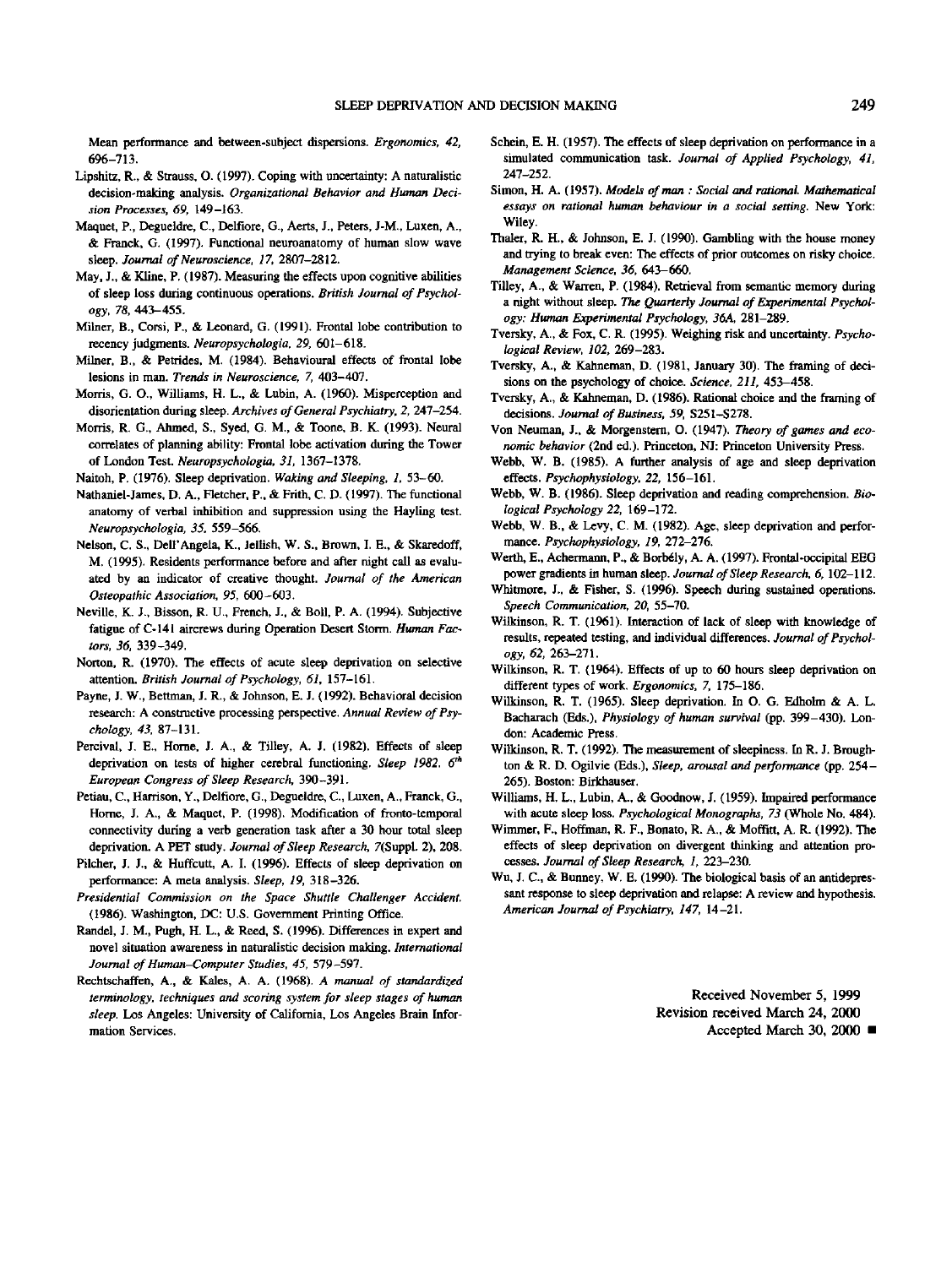Mean performance and between-subject dispersions. *Ergonomics, 42,* 696–713.

Lipshitz, R., & Strauss, O. (1997). Coping with uncertainty: A naturalistic decision-making analysis. *Organizational Behavior and Human Decision Processes, 69,* 149–163.

Maquet, P., Degueldre, C., Delfiore, G., Aerts, J., Peters, J-M., Luxen, A., & Franck, G. (1997). Functional neuroanatomy of human slow wave sleep. *Journal of Neuroscience, 17,* 2807–2812.

May, J., & Kline, P. (1987). Measuring the effects upon cognitive abilities of sleep loss during continuous operations. *British Journal of Psychology, 78,* 443–455.

Milner, B., Corsi, P., & Leonard, G. (1991). Frontal lobe contribution to recency judgments. *Neuropsychologia, 29,* 601–618.

Milner, B., & Petrides, M. (1984). Behavioural effects of frontal lobe lesions in man. *Trends in Neuroscience, 7,* 403–407.

Morris, G. O., Williams, H. L., & Lubin, A. (1960). Misperception and disorientation during sleep. *Archives of General Psychiatry, 2,* 247–254.

Morris, R. G., Ahmed, S., Syed, G. M., & Toone, B. K. (1993). Neural correlates of planning ability: Frontal lobe activation during the Tower of London Test. *Neuropsychologia, 31,* 1367–1378.

Naitoh, P. (1976). Sleep deprivation. *Waking and Sleeping, 1,* 53–60.

Nathaniel-James, D. A., Fletcher, P., & Frith, C. D. (1997). The functional anatomy of verbal inhibition and suppression using the Hayling test. *Neuropsychologia, 35,* 559–566.

Nelson, C. S., Dell'Angela, K., Jellish, W. S., Brown, I. E., & Skaredoff, M. (1995). Residents performance before and after night call as evaluated by an indicator of creative thought. *Journal of the American Osteopathic Association, 95,* 600–603.

Neville, K. J., Bisson, R. U., French, J., & Boll, P. A. (1994). Subjective fatigue of C-141 aircrews during Operation Desert Storm. *Human Factors, 36,* 339–349.

Norton, R. (1970). The effects of acute sleep deprivation on selective attention. *British Journal of Psychology, 61,* 157–161.

Payne, J. W., Bettman, J. R., & Johnson, E. J. (1992). Behavioral decision research: A constructive processing perspective. *Annual Review of Psychology, 43,* 87–131.

Percival, J. E., Horne, J. A., & Tilley, A. J. (1982). Effects of sleep deprivation on tests of higher cerebral functioning. *Sleep 1982. 6th European Congress of Sleep Research,* 390–391.

Petiau, C., Harrison, Y., Delfiore, G., Degueldre, C., Luxen, A., Franck, G., Horne, J. A., & Maquet, P. (1998). Modification of fronto-temporal connectivity during a verb generation task after a 30 hour total sleep deprivation. A PET study. *Journal of Sleep Research, 7*(Suppl. 2), 208.

Pilcher, J. J., & Huffcutt, A. I. (1996). Effects of sleep deprivation on performance: A meta analysis. *Sleep, 19,* 318–326.

*Presidential Commission on the Space Shuttle Challenger Accident.* (1986). Washington, DC: U.S. Government Printing Office.

Randel, J. M., Pugh, H. L., & Reed, S. (1996). Differences in expert and novel situation awareness in naturalistic decision making. *International Journal of Human–Computer Studies, 45,* 579–597.

Rechtschaffen, A., & Kales, A. A. (1968). *A manual of standardized terminology, techniques and scoring system for sleep stages of human sleep.* Los Angeles: University of California, Los Angeles Brain Information Services.

Schein, E. H. (1957). The effects of sleep deprivation on performance in a simulated communication task. *Journal of Applied Psychology, 41,* 247–252.

Simon, H. A. (1957). *Models of man : Social and rational. Mathematical essays on rational human behaviour in a social setting.* New York: Wiley.

Thaler, R. H., & Johnson, E. J. (1990). Gambling with the house money and trying to break even: The effects of prior outcomes on risky choice. *Management Science, 36,* 643–660.

Tilley, A., & Warren, P. (1984). Retrieval from semantic memory during a night without sleep. *The Quarterly Journal of Experimental Psychology: Human Experimental Psychology, 36A,* 281–289.

Tversky, A., & Fox, C. R. (1995). Weighing risk and uncertainty. *Psychological Review, 102,* 269–283.

Tversky, A., & Kahneman, D. (1981, January 30). The framing of decisions on the psychology of choice. *Science, 211,* 453–458.

Tversky, A., & Kahneman, D. (1986). Rational choice and the framing of decisions. *Journal of Business, 59,* S251–S278.

Von Neuman, J., & Morgenstern, O. (1947). *Theory of games and economic behavior* (2nd ed.). Princeton, NJ: Princeton University Press.

Webb, W. B. (1985). A further analysis of age and sleep deprivation effects. *Psychophysiology, 22,* 156–161.

Webb, W. B. (1986). Sleep deprivation and reading comprehension. *Biological Psychology 22,* 169–172.

Webb, W. B., & Levy, C. M. (1982). Age, sleep deprivation and performance. *Psychophysiology, 19,* 272–276.

Werth, E., Achermann, P., & Borbély, A. A. (1997). Frontal-occipital EEG power gradients in human sleep. *Journal of Sleep Research, 6,* 102–112.

Whitmore, J., & Fisher, S. (1996). Speech during sustained operations. *Speech Communication, 20,* 55–70.

Wilkinson, R. T. (1961). Interaction of lack of sleep with knowledge of results, repeated testing, and individual differences. *Journal of Psychology, 62,* 263–271.

Wilkinson, R. T. (1964). Effects of up to 60 hours sleep deprivation on different types of work. *Ergonomics, 7,* 175–186.

Wilkinson, R. T. (1965). Sleep deprivation. In O. G. Edholm & A. L. Bacharach (Eds.), *Physiology of human survival* (pp. 399–430). London: Academic Press.

Wilkinson, R. T. (1992). The measurement of sleepiness. In R. J. Broughton & R. D. Ogilvie (Eds.), *Sleep, arousal and performance* (pp. 254–265). Boston: Birkhauser.

Williams, H. L., Lubin, A., & Goodnow, J. (1959). Impaired performance with acute sleep loss. *Psychological Monographs, 73* (Whole No. 484).

Wimmer, F., Hoffman, R. F., Bonato, R. A., & Moffitt, A. R. (1992). The effects of sleep deprivation on divergent thinking and attention processes. *Journal of Sleep Research, 1,* 223–230.

Wu, J. C., & Bunney, W. E. (1990). The biological basis of an antidepressant response to sleep deprivation and relapse: A review and hypothesis. *American Journal of Psychiatry, 147,* 14–21.

Received November 5, 1999
Revision received March 24, 2000
Accepted March 30, 2000 ■